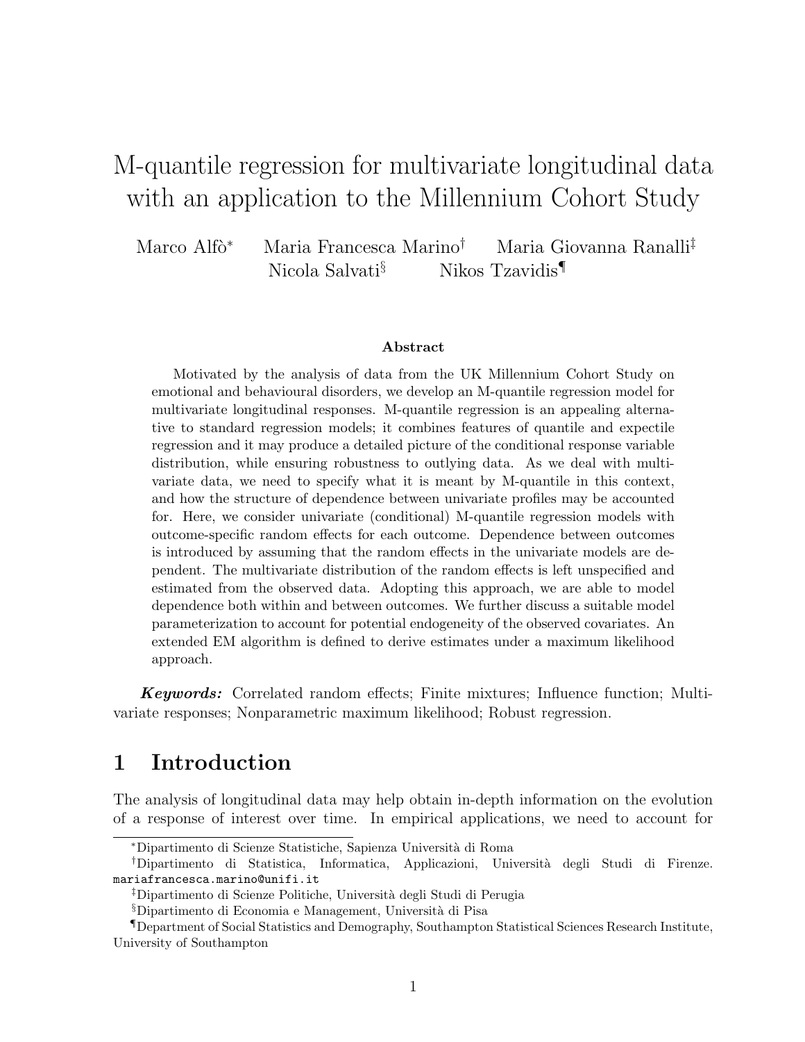# M-quantile regression for multivariate longitudinal data with an application to the Millennium Cohort Study

Marco Alfò[*] Maria Francesca Marino[†] Maria Giovanna Ranalli[‡] Nicola Salvati[§] Nikos Tzavidis[¶]

### Abstract

Motivated by the analysis of data from the UK Millennium Cohort Study on emotional and behavioural disorders, we develop an M-quantile regression model for multivariate longitudinal responses. M-quantile regression is an appealing alternative to standard regression models; it combines features of quantile and expectile regression and it may produce a detailed picture of the conditional response variable distribution, while ensuring robustness to outlying data. As we deal with multivariate data, we need to specify what it is meant by M-quantile in this context, and how the structure of dependence between univariate profiles may be accounted for. Here, we consider univariate (conditional) M-quantile regression models with outcome-specific random effects for each outcome. Dependence between outcomes is introduced by assuming that the random effects in the univariate models are dependent. The multivariate distribution of the random effects is left unspecified and estimated from the observed data. Adopting this approach, we are able to model dependence both within and between outcomes. We further discuss a suitable model parameterization to account for potential endogeneity of the observed covariates. An extended EM algorithm is defined to derive estimates under a maximum likelihood approach.

***Keywords:*** Correlated random effects; Finite mixtures; Influence function; Multivariate responses; Nonparametric maximum likelihood; Robust regression.

## 1 Introduction

The analysis of longitudinal data may help obtain in-depth information on the evolution of a response of interest over time. In empirical applications, we need to account for

---

[*] Dipartimento di Scienze Statistiche, Sapienza Università di Roma

[†] Dipartimento di Statistica, Informatica, Applicazioni, Università degli Studi di Firenze. `mariafrancesca.marino@unifi.it`

[‡] Dipartimento di Scienze Politiche, Università degli Studi di Perugia

[§] Dipartimento di Economia e Management, Università di Pisa

[¶] Department of Social Statistics and Demography, Southampton Statistical Sciences Research Institute, University of Southampton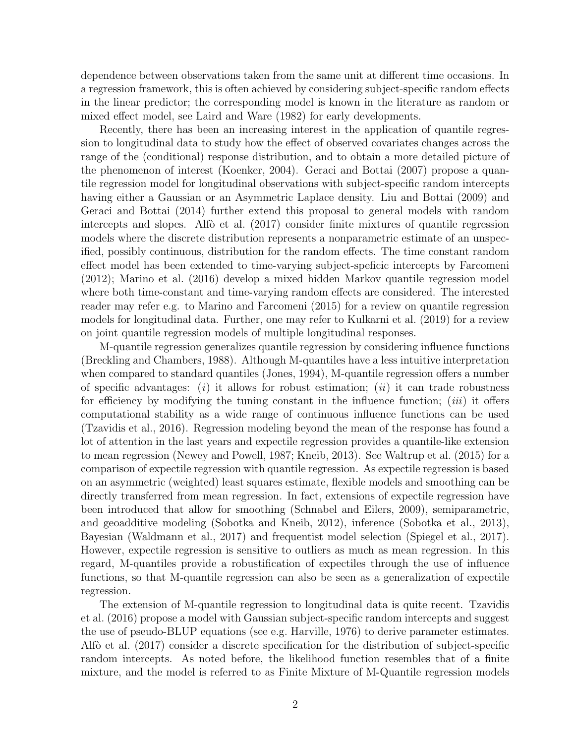dependence between observations taken from the same unit at different time occasions. In a regression framework, this is often achieved by considering subject-specific random effects in the linear predictor; the corresponding model is known in the literature as random or mixed effect model, see Laird and Ware (1982) for early developments.

Recently, there has been an increasing interest in the application of quantile regression to longitudinal data to study how the effect of observed covariates changes across the range of the (conditional) response distribution, and to obtain a more detailed picture of the phenomenon of interest (Koenker, 2004). Geraci and Bottai (2007) propose a quantile regression model for longitudinal observations with subject-specific random intercepts having either a Gaussian or an Asymmetric Laplace density. Liu and Bottai (2009) and Geraci and Bottai (2014) further extend this proposal to general models with random intercepts and slopes. Alfò et al. (2017) consider finite mixtures of quantile regression models where the discrete distribution represents a nonparametric estimate of an unspecified, possibly continuous, distribution for the random effects. The time constant random effect model has been extended to time-varying subject-speficic intercepts by Farcomeni (2012); Marino et al. (2016) develop a mixed hidden Markov quantile regression model where both time-constant and time-varying random effects are considered. The interested reader may refer e.g. to Marino and Farcomeni (2015) for a review on quantile regression models for longitudinal data. Further, one may refer to Kulkarni et al. (2019) for a review on joint quantile regression models of multiple longitudinal responses.

M-quantile regression generalizes quantile regression by considering influence functions (Breckling and Chambers, 1988). Although M-quantiles have a less intuitive interpretation when compared to standard quantiles (Jones, 1994), M-quantile regression offers a number of specific advantages: (*i*) it allows for robust estimation; (*ii*) it can trade robustness for efficiency by modifying the tuning constant in the influence function; (*iii*) it offers computational stability as a wide range of continuous influence functions can be used (Tzavidis et al., 2016). Regression modeling beyond the mean of the response has found a lot of attention in the last years and expectile regression provides a quantile-like extension to mean regression (Newey and Powell, 1987; Kneib, 2013). See Waltrup et al. (2015) for a comparison of expectile regression with quantile regression. As expectile regression is based on an asymmetric (weighted) least squares estimate, flexible models and smoothing can be directly transferred from mean regression. In fact, extensions of expectile regression have been introduced that allow for smoothing (Schnabel and Eilers, 2009), semiparametric, and geoadditive modeling (Sobotka and Kneib, 2012), inference (Sobotka et al., 2013), Bayesian (Waldmann et al., 2017) and frequentist model selection (Spiegel et al., 2017). However, expectile regression is sensitive to outliers as much as mean regression. In this regard, M-quantiles provide a robustification of expectiles through the use of influence functions, so that M-quantile regression can also be seen as a generalization of expectile regression.

The extension of M-quantile regression to longitudinal data is quite recent. Tzavidis et al. (2016) propose a model with Gaussian subject-specific random intercepts and suggest the use of pseudo-BLUP equations (see e.g. Harville, 1976) to derive parameter estimates. Alfò et al. (2017) consider a discrete specification for the distribution of subject-specific random intercepts. As noted before, the likelihood function resembles that of a finite mixture, and the model is referred to as Finite Mixture of M-Quantile regression models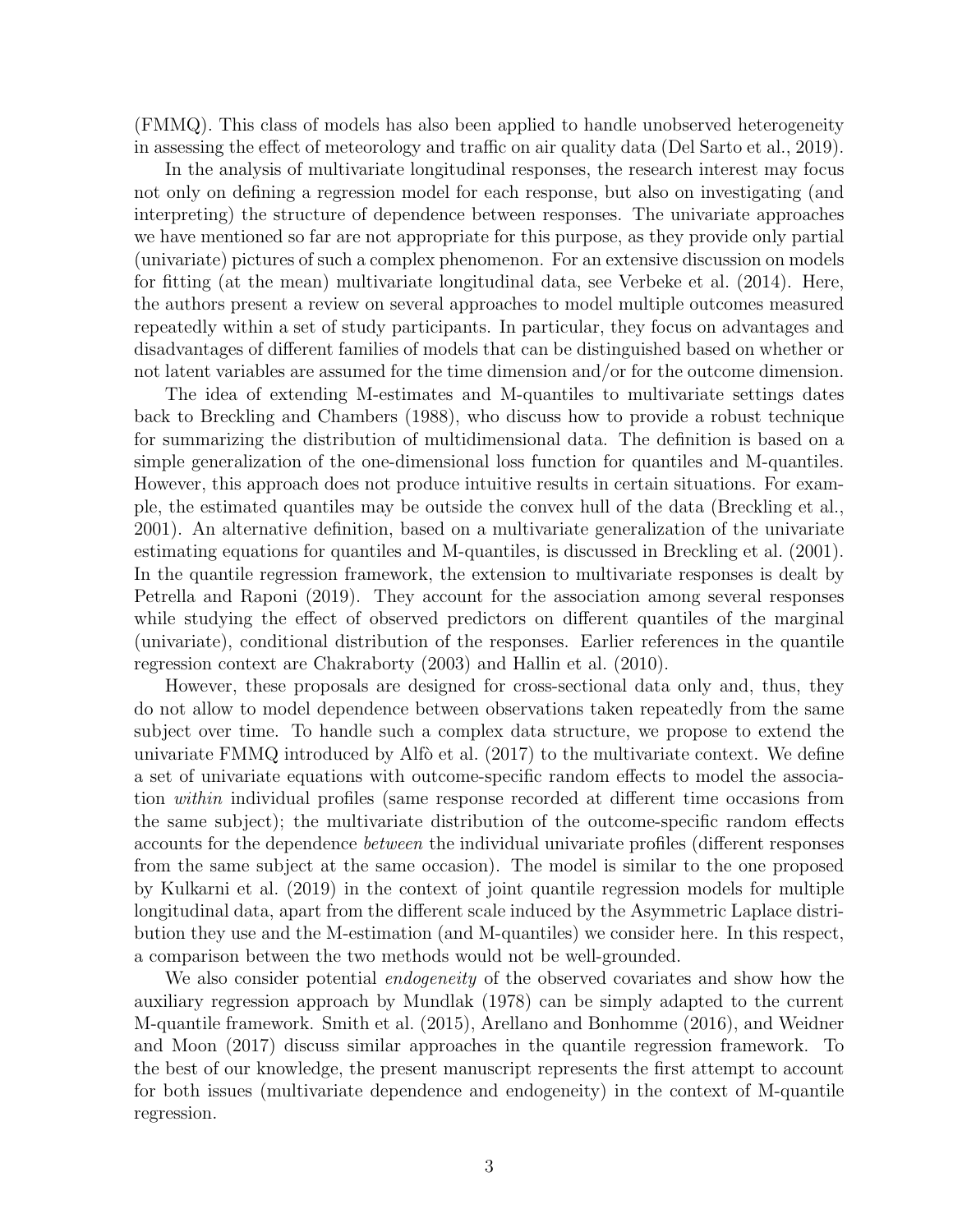(FMMQ). This class of models has also been applied to handle unobserved heterogeneity in assessing the effect of meteorology and traffic on air quality data (Del Sarto et al., 2019).

In the analysis of multivariate longitudinal responses, the research interest may focus not only on defining a regression model for each response, but also on investigating (and interpreting) the structure of dependence between responses. The univariate approaches we have mentioned so far are not appropriate for this purpose, as they provide only partial (univariate) pictures of such a complex phenomenon. For an extensive discussion on models for fitting (at the mean) multivariate longitudinal data, see Verbeke et al. (2014). Here, the authors present a review on several approaches to model multiple outcomes measured repeatedly within a set of study participants. In particular, they focus on advantages and disadvantages of different families of models that can be distinguished based on whether or not latent variables are assumed for the time dimension and/or for the outcome dimension.

The idea of extending M-estimates and M-quantiles to multivariate settings dates back to Breckling and Chambers (1988), who discuss how to provide a robust technique for summarizing the distribution of multidimensional data. The definition is based on a simple generalization of the one-dimensional loss function for quantiles and M-quantiles. However, this approach does not produce intuitive results in certain situations. For example, the estimated quantiles may be outside the convex hull of the data (Breckling et al., 2001). An alternative definition, based on a multivariate generalization of the univariate estimating equations for quantiles and M-quantiles, is discussed in Breckling et al. (2001). In the quantile regression framework, the extension to multivariate responses is dealt by Petrella and Raponi (2019). They account for the association among several responses while studying the effect of observed predictors on different quantiles of the marginal (univariate), conditional distribution of the responses. Earlier references in the quantile regression context are Chakraborty (2003) and Hallin et al. (2010).

However, these proposals are designed for cross-sectional data only and, thus, they do not allow to model dependence between observations taken repeatedly from the same subject over time. To handle such a complex data structure, we propose to extend the univariate FMMQ introduced by Alfò et al. (2017) to the multivariate context. We define a set of univariate equations with outcome-specific random effects to model the association *within* individual profiles (same response recorded at different time occasions from the same subject); the multivariate distribution of the outcome-specific random effects accounts for the dependence *between* the individual univariate profiles (different responses from the same subject at the same occasion). The model is similar to the one proposed by Kulkarni et al. (2019) in the context of joint quantile regression models for multiple longitudinal data, apart from the different scale induced by the Asymmetric Laplace distribution they use and the M-estimation (and M-quantiles) we consider here. In this respect, a comparison between the two methods would not be well-grounded.

We also consider potential *endogeneity* of the observed covariates and show how the auxiliary regression approach by Mundlak (1978) can be simply adapted to the current M-quantile framework. Smith et al. (2015), Arellano and Bonhomme (2016), and Weidner and Moon (2017) discuss similar approaches in the quantile regression framework. To the best of our knowledge, the present manuscript represents the first attempt to account for both issues (multivariate dependence and endogeneity) in the context of M-quantile regression.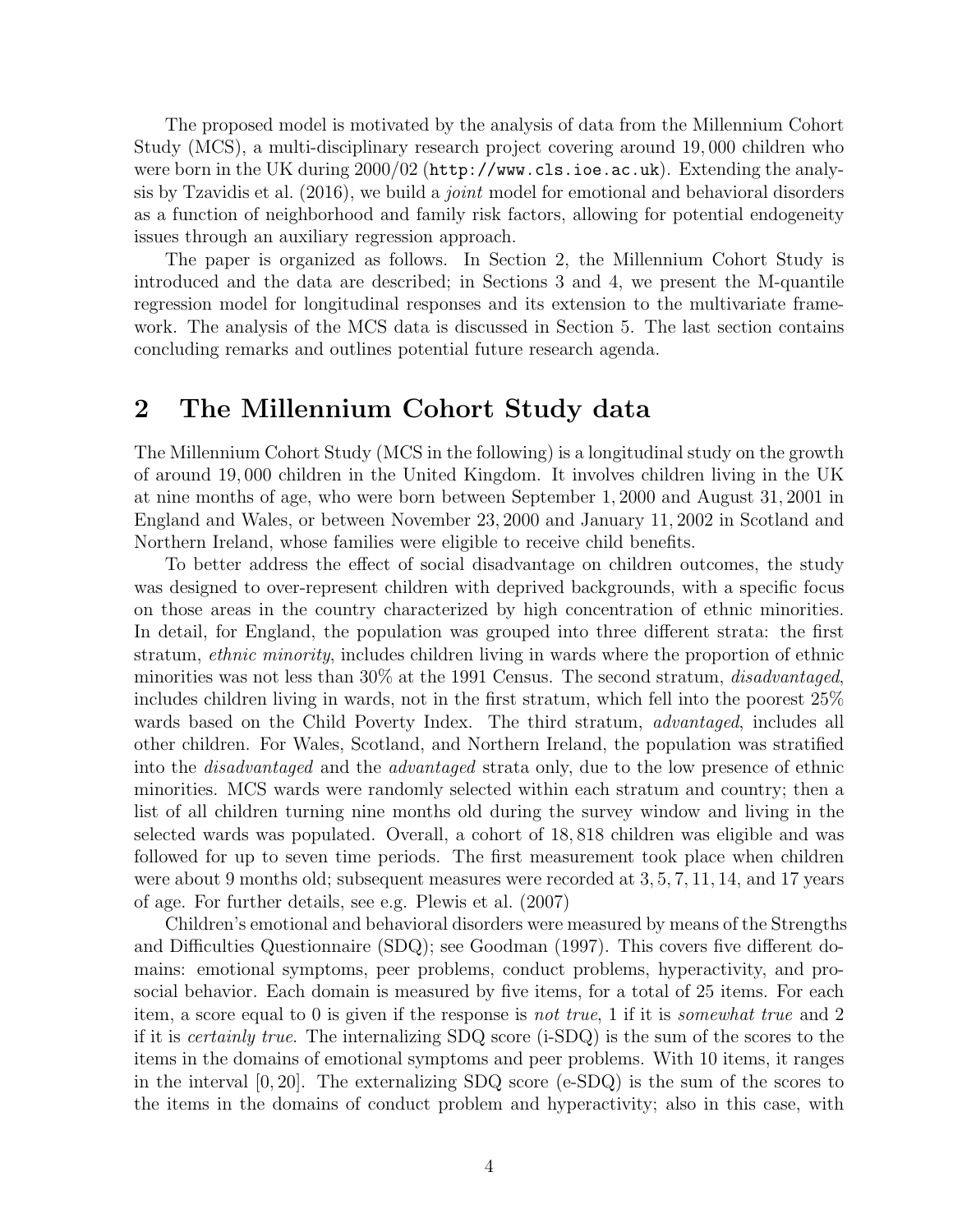The proposed model is motivated by the analysis of data from the Millennium Cohort Study (MCS), a multi-disciplinary research project covering around 19,000 children who were born in the UK during 2000/02 (`http://www.cls.ioe.ac.uk`). Extending the analysis by Tzavidis et al. (2016), we build a *joint* model for emotional and behavioral disorders as a function of neighborhood and family risk factors, allowing for potential endogeneity issues through an auxiliary regression approach.

The paper is organized as follows. In Section 2, the Millennium Cohort Study is introduced and the data are described; in Sections 3 and 4, we present the M-quantile regression model for longitudinal responses and its extension to the multivariate framework. The analysis of the MCS data is discussed in Section 5. The last section contains concluding remarks and outlines potential future research agenda.

## 2 The Millennium Cohort Study data

The Millennium Cohort Study (MCS in the following) is a longitudinal study on the growth of around 19,000 children in the United Kingdom. It involves children living in the UK at nine months of age, who were born between September 1, 2000 and August 31, 2001 in England and Wales, or between November 23, 2000 and January 11, 2002 in Scotland and Northern Ireland, whose families were eligible to receive child benefits.

To better address the effect of social disadvantage on children outcomes, the study was designed to over-represent children with deprived backgrounds, with a specific focus on those areas in the country characterized by high concentration of ethnic minorities. In detail, for England, the population was grouped into three different strata: the first stratum, *ethnic minority*, includes children living in wards where the proportion of ethnic minorities was not less than 30% at the 1991 Census. The second stratum, *disadvantaged*, includes children living in wards, not in the first stratum, which fell into the poorest 25% wards based on the Child Poverty Index. The third stratum, *advantaged*, includes all other children. For Wales, Scotland, and Northern Ireland, the population was stratified into the *disadvantaged* and the *advantaged* strata only, due to the low presence of ethnic minorities. MCS wards were randomly selected within each stratum and country; then a list of all children turning nine months old during the survey window and living in the selected wards was populated. Overall, a cohort of 18,818 children was eligible and was followed for up to seven time periods. The first measurement took place when children were about 9 months old; subsequent measures were recorded at 3, 5, 7, 11, 14, and 17 years of age. For further details, see e.g. Plewis et al. (2007)

Children's emotional and behavioral disorders were measured by means of the Strengths and Difficulties Questionnaire (SDQ); see Goodman (1997). This covers five different domains: emotional symptoms, peer problems, conduct problems, hyperactivity, and prosocial behavior. Each domain is measured by five items, for a total of 25 items. For each item, a score equal to 0 is given if the response is *not true*, 1 if it is *somewhat true* and 2 if it is *certainly true*. The internalizing SDQ score (i-SDQ) is the sum of the scores to the items in the domains of emotional symptoms and peer problems. With 10 items, it ranges in the interval $[0, 20]$. The externalizing SDQ score (e-SDQ) is the sum of the scores to the items in the domains of conduct problem and hyperactivity; also in this case, with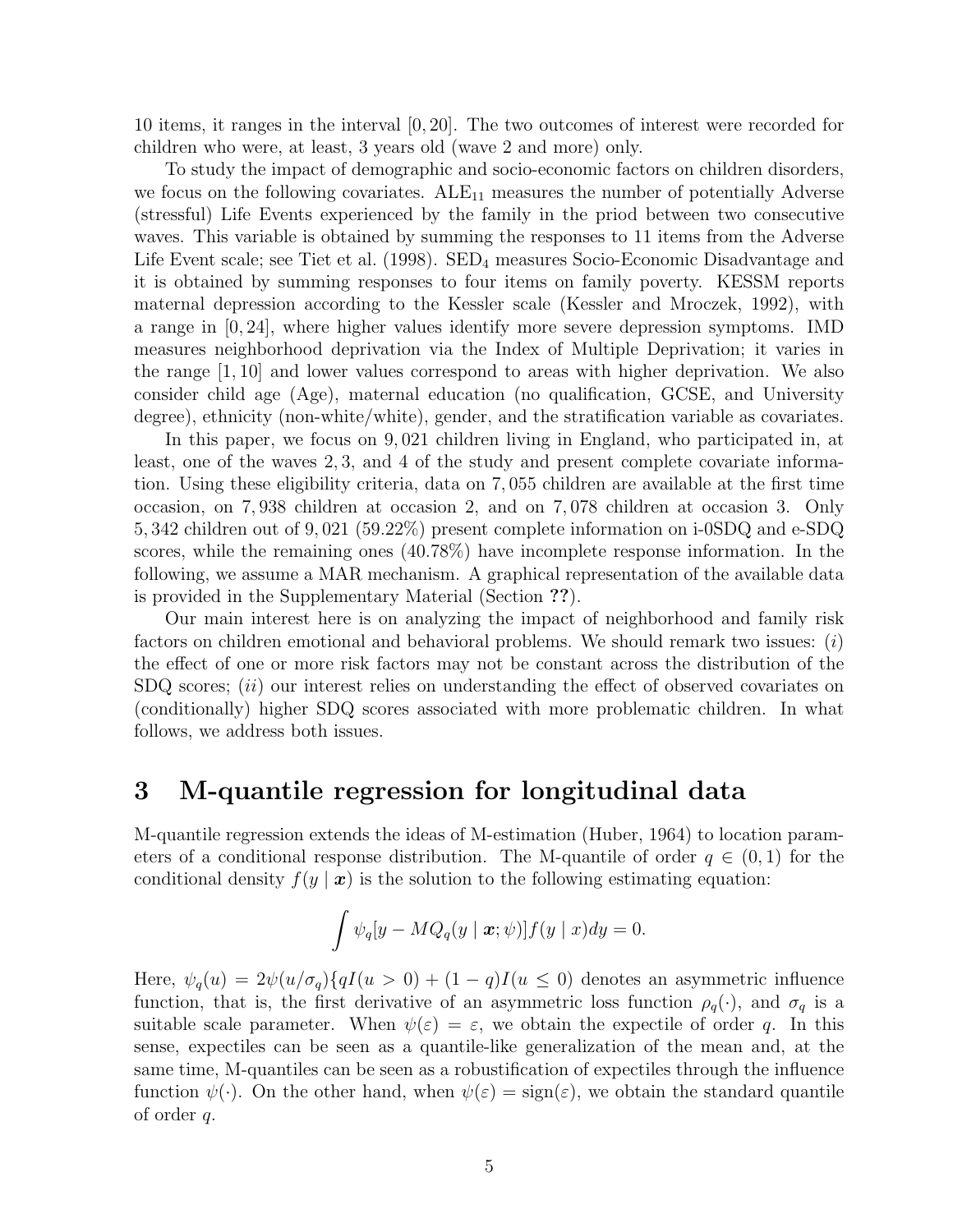10 items, it ranges in the interval $[0, 20]$. The two outcomes of interest were recorded for children who were, at least, 3 years old (wave 2 and more) only.

To study the impact of demographic and socio-economic factors on children disorders, we focus on the following covariates. $\text{ALE}_{11}$ measures the number of potentially Adverse (stressful) Life Events experienced by the family in the priod between two consecutive waves. This variable is obtained by summing the responses to 11 items from the Adverse Life Event scale; see Tiet et al. (1998). $\text{SED}_4$ measures Socio-Economic Disadvantage and it is obtained by summing responses to four items on family poverty. KESSM reports maternal depression according to the Kessler scale (Kessler and Mroczek, 1992), with a range in $[0, 24]$, where higher values identify more severe depression symptoms. IMD measures neighborhood deprivation via the Index of Multiple Deprivation; it varies in the range $[1, 10]$ and lower values correspond to areas with higher deprivation. We also consider child age (Age), maternal education (no qualification, GCSE, and University degree), ethnicity (non-white/white), gender, and the stratification variable as covariates.

In this paper, we focus on 9,021 children living in England, who participated in, at least, one of the waves 2, 3, and 4 of the study and present complete covariate information. Using these eligibility criteria, data on 7,055 children are available at the first time occasion, on 7,938 children at occasion 2, and on 7,078 children at occasion 3. Only 5,342 children out of 9,021 (59.22%) present complete information on i-0SDQ and e-SDQ scores, while the remaining ones (40.78%) have incomplete response information. In the following, we assume a MAR mechanism. A graphical representation of the available data is provided in the Supplementary Material (Section **??**).

Our main interest here is on analyzing the impact of neighborhood and family risk factors on children emotional and behavioral problems. We should remark two issues: (*i*) the effect of one or more risk factors may not be constant across the distribution of the SDQ scores; (*ii*) our interest relies on understanding the effect of observed covariates on (conditionally) higher SDQ scores associated with more problematic children. In what follows, we address both issues.

# 3 M-quantile regression for longitudinal data

M-quantile regression extends the ideas of M-estimation (Huber, 1964) to location parameters of a conditional response distribution. The M-quantile of order $q \in (0, 1)$ for the conditional density $f(y \mid \boldsymbol{x})$ is the solution to the following estimating equation:

$$\int \psi_q[y - MQ_q(y \mid \boldsymbol{x}; \psi)] f(y \mid x) dy = 0.$$

Here, $\psi_q(u) = 2\psi(u/\sigma_q)\{qI(u > 0) + (1 - q)I(u \leq 0)$ denotes an asymmetric influence function, that is, the first derivative of an asymmetric loss function $\rho_q(\cdot)$, and $\sigma_q$ is a suitable scale parameter. When $\psi(\varepsilon) = \varepsilon$, we obtain the expectile of order $q$. In this sense, expectiles can be seen as a quantile-like generalization of the mean and, at the same time, M-quantiles can be seen as a robustification of expectiles through the influence function $\psi(\cdot)$. On the other hand, when $\psi(\varepsilon) = \text{sign}(\varepsilon)$, we obtain the standard quantile of order $q$.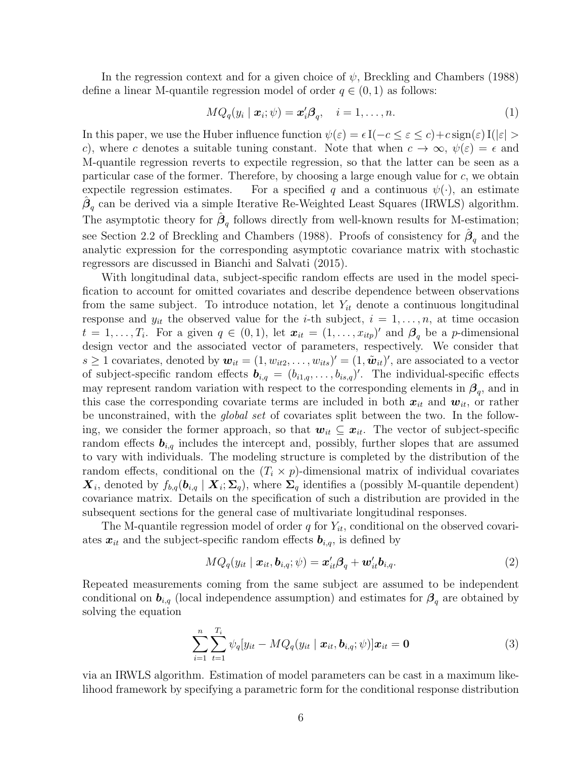In the regression context and for a given choice of $\psi$, Breckling and Chambers (1988) define a linear M-quantile regression model of order $q \in (0, 1)$ as follows:

$$MQ_q(y_i \mid \boldsymbol{x}_i; \psi) = \boldsymbol{x}_i' \boldsymbol{\beta}_q, \quad i = 1, \ldots, n. \tag{1}$$

In this paper, we use the Huber influence function $\psi(\varepsilon) = \epsilon \, \mathrm{I}(-c \leq \varepsilon \leq c) + c \, \mathrm{sign}(\varepsilon) \, \mathrm{I}(|\varepsilon| > c)$, where $c$ denotes a suitable tuning constant. Note that when $c \to \infty$, $\psi(\varepsilon) = \epsilon$ and M-quantile regression reverts to expectile regression, so that the latter can be seen as a particular case of the former. Therefore, by choosing a large enough value for $c$, we obtain expectile regression estimates. For a specified $q$ and a continuous $\psi(\cdot)$, an estimate $\hat{\boldsymbol{\beta}}_q$ can be derived via a simple Iterative Re-Weighted Least Squares (IRWLS) algorithm. The asymptotic theory for $\hat{\boldsymbol{\beta}}_q$ follows directly from well-known results for M-estimation; see Section 2.2 of Breckling and Chambers (1988). Proofs of consistency for $\hat{\boldsymbol{\beta}}_q$ and the analytic expression for the corresponding asymptotic covariance matrix with stochastic regressors are discussed in Bianchi and Salvati (2015).

With longitudinal data, subject-specific random effects are used in the model specification to account for omitted covariates and describe dependence between observations from the same subject. To introduce notation, let $Y_{it}$ denote a continuous longitudinal response and $y_{it}$ the observed value for the $i$-th subject, $i = 1, \ldots, n$, at time occasion $t = 1, \ldots, T_i$. For a given $q \in (0, 1)$, let $\boldsymbol{x}_{it} = (1, \ldots, x_{itp})'$ and $\boldsymbol{\beta}_q$ be a $p$-dimensional design vector and the associated vector of parameters, respectively. We consider that $s \geq 1$ covariates, denoted by $\boldsymbol{w}_{it} = (1, w_{it2}, \ldots, w_{its})' = (1, \tilde{\boldsymbol{w}}_{it})'$, are associated to a vector of subject-specific random effects $\boldsymbol{b}_{i,q} = (b_{i1,q}, \ldots, b_{is,q})'$. The individual-specific effects may represent random variation with respect to the corresponding elements in $\boldsymbol{\beta}_q$, and in this case the corresponding covariate terms are included in both $\boldsymbol{x}_{it}$ and $\boldsymbol{w}_{it}$, or rather be unconstrained, with the *global set* of covariates split between the two. In the following, we consider the former approach, so that $\boldsymbol{w}_{it} \subseteq \boldsymbol{x}_{it}$. The vector of subject-specific random effects $\boldsymbol{b}_{i,q}$ includes the intercept and, possibly, further slopes that are assumed to vary with individuals. The modeling structure is completed by the distribution of the random effects, conditional on the $(T_i \times p)$-dimensional matrix of individual covariates $\boldsymbol{X}_i$, denoted by $f_{b,q}(\boldsymbol{b}_{i,q} \mid \boldsymbol{X}_i; \boldsymbol{\Sigma}_q)$, where $\boldsymbol{\Sigma}_q$ identifies a (possibly M-quantile dependent) covariance matrix. Details on the specification of such a distribution are provided in the subsequent sections for the general case of multivariate longitudinal responses.

The M-quantile regression model of order $q$ for $Y_{it}$, conditional on the observed covariates $\boldsymbol{x}_{it}$ and the subject-specific random effects $\boldsymbol{b}_{i,q}$, is defined by

$$MQ_q(y_{it} \mid \boldsymbol{x}_{it}, \boldsymbol{b}_{i,q}; \psi) = \boldsymbol{x}_{it}' \boldsymbol{\beta}_q + \boldsymbol{w}_{it}' \boldsymbol{b}_{i,q}. \tag{2}$$

Repeated measurements coming from the same subject are assumed to be independent conditional on $\boldsymbol{b}_{i,q}$ (local independence assumption) and estimates for $\boldsymbol{\beta}_q$ are obtained by solving the equation

$$\sum_{i=1}^{n} \sum_{t=1}^{T_i} \psi_q[y_{it} - MQ_q(y_{it} \mid \boldsymbol{x}_{it}, \boldsymbol{b}_{i,q}; \psi)] \boldsymbol{x}_{it} = \boldsymbol{0} \tag{3}$$

via an IRWLS algorithm. Estimation of model parameters can be cast in a maximum likelihood framework by specifying a parametric form for the conditional response distribution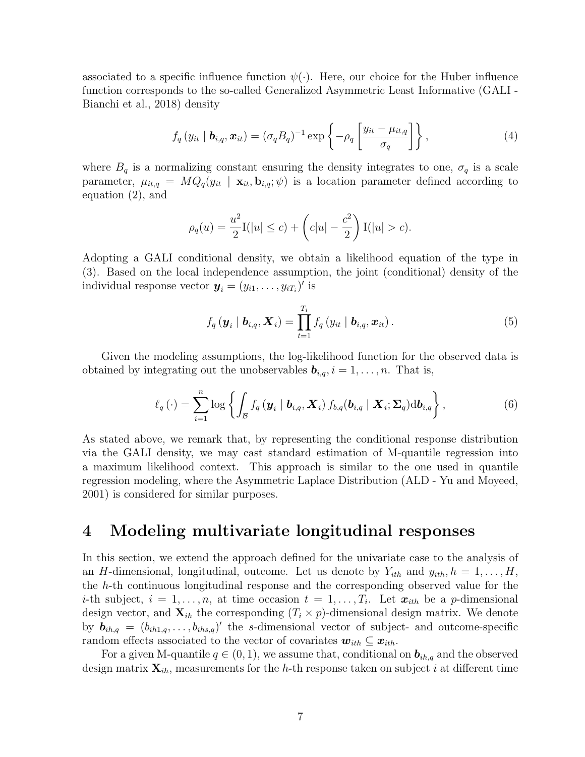associated to a specific influence function $\psi(\cdot)$. Here, our choice for the Huber influence function corresponds to the so-called Generalized Asymmetric Least Informative (GALI - Bianchi et al., 2018) density

$$f_q\left(y_{it} \mid \boldsymbol{b}_{i,q}, \boldsymbol{x}_{it}\right) = (\sigma_q B_q)^{-1} \exp\left\{-\rho_q\left[\frac{y_{it} - \mu_{it,q}}{\sigma_q}\right]\right\}, \tag{4}$$

where $B_q$ is a normalizing constant ensuring the density integrates to one, $\sigma_q$ is a scale parameter, $\mu_{it,q} = MQ_q(y_{it} \mid \mathbf{x}_{it}, \mathbf{b}_{i,q}; \psi)$ is a location parameter defined according to equation (2), and

$$\rho_q(u) = \frac{u^2}{2}\mathrm{I}(|u| \leq c) + \left(c|u| - \frac{c^2}{2}\right)\mathrm{I}(|u| > c).$$

Adopting a GALI conditional density, we obtain a likelihood equation of the type in (3). Based on the local independence assumption, the joint (conditional) density of the individual response vector $\boldsymbol{y}_i = (y_{i1}, \ldots, y_{iT_i})'$ is

$$f_q\left(\boldsymbol{y}_i \mid \boldsymbol{b}_{i,q}, \boldsymbol{X}_i\right) = \prod_{t=1}^{T_i} f_q\left(y_{it} \mid \boldsymbol{b}_{i,q}, \boldsymbol{x}_{it}\right). \tag{5}$$

Given the modeling assumptions, the log-likelihood function for the observed data is obtained by integrating out the unobservables $\boldsymbol{b}_{i,q}, i = 1, \ldots, n$. That is,

$$\ell_q\left(\cdot\right) = \sum_{i=1}^{n} \log\left\{\int_{\mathcal{B}} f_q\left(\boldsymbol{y}_i \mid \boldsymbol{b}_{i,q}, \boldsymbol{X}_i\right) f_{b,q}(\boldsymbol{b}_{i,q} \mid \boldsymbol{X}_i; \boldsymbol{\Sigma}_q) \mathrm{d}\boldsymbol{b}_{i,q}\right\}, \tag{6}$$

As stated above, we remark that, by representing the conditional response distribution via the GALI density, we may cast standard estimation of M-quantile regression into a maximum likelihood context. This approach is similar to the one used in quantile regression modeling, where the Asymmetric Laplace Distribution (ALD - Yu and Moyeed, 2001) is considered for similar purposes.

# 4 Modeling multivariate longitudinal responses

In this section, we extend the approach defined for the univariate case to the analysis of an $H$-dimensional, longitudinal, outcome. Let us denote by $Y_{ith}$ and $y_{ith}, h = 1, \ldots, H$, the $h$-th continuous longitudinal response and the corresponding observed value for the $i$-th subject, $i = 1, \ldots, n$, at time occasion $t = 1, \ldots, T_i$. Let $\boldsymbol{x}_{ith}$ be a $p$-dimensional design vector, and $\mathbf{X}_{ih}$ the corresponding $(T_i \times p)$-dimensional design matrix. We denote by $\boldsymbol{b}_{ih,q} = (b_{ih1,q}, \ldots, b_{ihs,q})'$ the $s$-dimensional vector of subject- and outcome-specific random effects associated to the vector of covariates $\boldsymbol{w}_{ith} \subseteq \boldsymbol{x}_{ith}$.

For a given M-quantile $q \in (0, 1)$, we assume that, conditional on $\boldsymbol{b}_{ih,q}$ and the observed design matrix $\mathbf{X}_{ih}$, measurements for the $h$-th response taken on subject $i$ at different time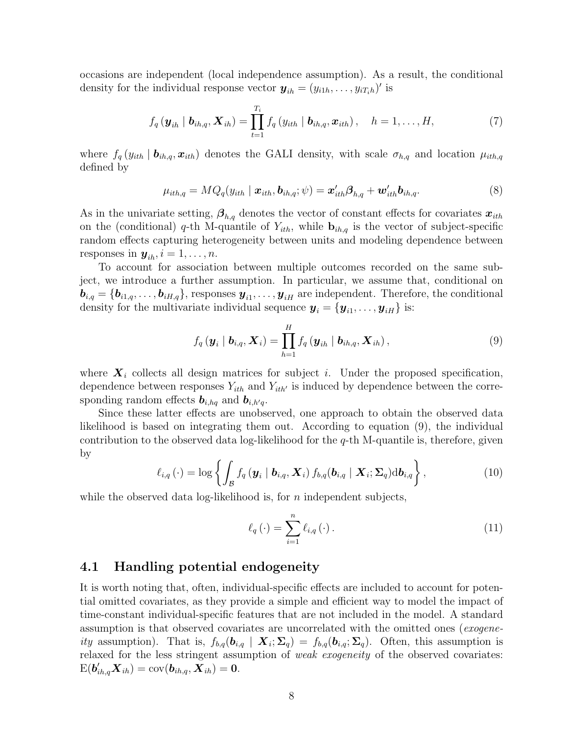occasions are independent (local independence assumption). As a result, the conditional density for the individual response vector $\boldsymbol{y}_{ih} = (y_{i1h}, \ldots, y_{iT_ih})'$ is

$$
f_q\left(\boldsymbol{y}_{ih} \mid \boldsymbol{b}_{ih,q}, \boldsymbol{X}_{ih}\right) = \prod_{t=1}^{T_i} f_q\left(y_{ith} \mid \boldsymbol{b}_{ih,q}, \boldsymbol{x}_{ith}\right), \quad h = 1, \ldots, H, \tag{7}
$$

where $f_q\left(y_{ith} \mid \boldsymbol{b}_{ih,q}, \boldsymbol{x}_{ith}\right)$ denotes the GALI density, with scale $\sigma_{h,q}$ and location $\mu_{ith,q}$ defined by

$$
\mu_{ith,q} = MQ_q(y_{ith} \mid \boldsymbol{x}_{ith}, \boldsymbol{b}_{ih,q}; \psi) = \boldsymbol{x}'_{ith}\boldsymbol{\beta}_{h,q} + \boldsymbol{w}'_{ith}\boldsymbol{b}_{ih,q}. \tag{8}
$$

As in the univariate setting, $\boldsymbol{\beta}_{h,q}$ denotes the vector of constant effects for covariates $\boldsymbol{x}_{ith}$ on the (conditional) $q$-th M-quantile of $Y_{ith}$, while $\mathbf{b}_{ih,q}$ is the vector of subject-specific random effects capturing heterogeneity between units and modeling dependence between responses in $\boldsymbol{y}_{ih}, i = 1, \ldots, n$.

To account for association between multiple outcomes recorded on the same subject, we introduce a further assumption. In particular, we assume that, conditional on $\boldsymbol{b}_{i,q} = \{\boldsymbol{b}_{i1,q}, \ldots, \boldsymbol{b}_{iH,q}\}$, responses $\boldsymbol{y}_{i1}, \ldots, \boldsymbol{y}_{iH}$ are independent. Therefore, the conditional density for the multivariate individual sequence $\boldsymbol{y}_i = \{\boldsymbol{y}_{i1}, \ldots, \boldsymbol{y}_{iH}\}$ is:

$$
f_q\left(\boldsymbol{y}_i \mid \boldsymbol{b}_{i,q}, \boldsymbol{X}_i\right) = \prod_{h=1}^{H} f_q\left(\boldsymbol{y}_{ih} \mid \boldsymbol{b}_{ih,q}, \boldsymbol{X}_{ih}\right), \tag{9}
$$

where $\boldsymbol{X}_i$ collects all design matrices for subject $i$. Under the proposed specification, dependence between responses $Y_{ith}$ and $Y_{ith'}$ is induced by dependence between the corresponding random effects $\boldsymbol{b}_{i,hq}$ and $\boldsymbol{b}_{i,h'q}$.

Since these latter effects are unobserved, one approach to obtain the observed data likelihood is based on integrating them out. According to equation (9), the individual contribution to the observed data log-likelihood for the $q$-th M-quantile is, therefore, given by

$$
\ell_{i,q}\left(\cdot\right) = \log\left\{\int_{\mathcal{B}} f_q\left(\boldsymbol{y}_i \mid \boldsymbol{b}_{i,q}, \boldsymbol{X}_i\right) f_{b,q}(\boldsymbol{b}_{i,q} \mid \boldsymbol{X}_i; \boldsymbol{\Sigma}_q) \mathrm{d}\boldsymbol{b}_{i,q}\right\}, \tag{10}
$$

while the observed data log-likelihood is, for $n$ independent subjects,

$$
\ell_q\left(\cdot\right) = \sum_{i=1}^{n} \ell_{i,q}\left(\cdot\right). \tag{11}
$$

## 4.1 Handling potential endogeneity

It is worth noting that, often, individual-specific effects are included to account for potential omitted covariates, as they provide a simple and efficient way to model the impact of time-constant individual-specific features that are not included in the model. A standard assumption is that observed covariates are uncorrelated with the omitted ones (*exogeneity* assumption). That is, $f_{b,q}(\boldsymbol{b}_{i,q} \mid \boldsymbol{X}_i; \boldsymbol{\Sigma}_q) = f_{b,q}(\boldsymbol{b}_{i,q}; \boldsymbol{\Sigma}_q)$. Often, this assumption is relaxed for the less stringent assumption of *weak exogeneity* of the observed covariates: $\mathrm{E}(\boldsymbol{b}'_{ih,q}\boldsymbol{X}_{ih}) = \mathrm{cov}(\boldsymbol{b}_{ih,q}, \boldsymbol{X}_{ih}) = \boldsymbol{0}$.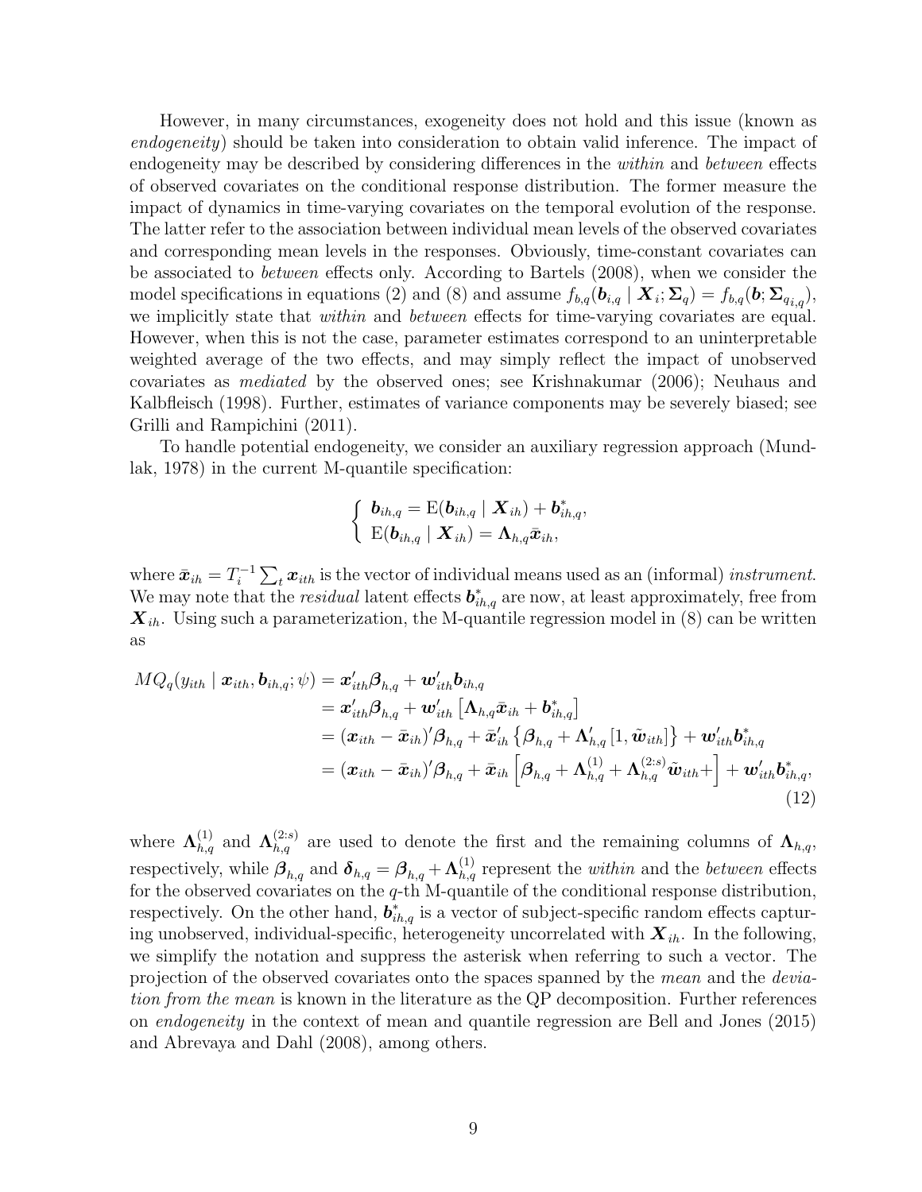However, in many circumstances, exogeneity does not hold and this issue (known as *endogeneity*) should be taken into consideration to obtain valid inference. The impact of endogeneity may be described by considering differences in the *within* and *between* effects of observed covariates on the conditional response distribution. The former measure the impact of dynamics in time-varying covariates on the temporal evolution of the response. The latter refer to the association between individual mean levels of the observed covariates and corresponding mean levels in the responses. Obviously, time-constant covariates can be associated to *between* effects only. According to Bartels (2008), when we consider the model specifications in equations (2) and (8) and assume $f_{b,q}(\boldsymbol{b}_{i,q} \mid \boldsymbol{X}_i; \boldsymbol{\Sigma}_q) = f_{b,q}(\boldsymbol{b}; \boldsymbol{\Sigma}_{q_{i,q}})$, we implicitly state that *within* and *between* effects for time-varying covariates are equal. However, when this is not the case, parameter estimates correspond to an uninterpretable weighted average of the two effects, and may simply reflect the impact of unobserved covariates as *mediated* by the observed ones; see Krishnakumar (2006); Neuhaus and Kalbfleisch (1998). Further, estimates of variance components may be severely biased; see Grilli and Rampichini (2011).

To handle potential endogeneity, we consider an auxiliary regression approach (Mundlak, 1978) in the current M-quantile specification:

$$\begin{cases} \boldsymbol{b}_{ih,q} = \mathrm{E}(\boldsymbol{b}_{ih,q} \mid \boldsymbol{X}_{ih}) + \boldsymbol{b}^*_{ih,q}, \\ \mathrm{E}(\boldsymbol{b}_{ih,q} \mid \boldsymbol{X}_{ih}) = \boldsymbol{\Lambda}_{h,q}\bar{\boldsymbol{x}}_{ih}, \end{cases}$$

where $\bar{\boldsymbol{x}}_{ih} = T_i^{-1}\sum_t \boldsymbol{x}_{ith}$ is the vector of individual means used as an (informal) *instrument*. We may note that the *residual* latent effects $\boldsymbol{b}^*_{ih,q}$ are now, at least approximately, free from $\boldsymbol{X}_{ih}$. Using such a parameterization, the M-quantile regression model in (8) can be written as

$$\begin{aligned} MQ_q(y_{ith} \mid \boldsymbol{x}_{ith}, \boldsymbol{b}_{ih,q}; \psi) &= \boldsymbol{x}'_{ith}\boldsymbol{\beta}_{h,q} + \boldsymbol{w}'_{ith}\boldsymbol{b}_{ih,q} \\ &= \boldsymbol{x}'_{ith}\boldsymbol{\beta}_{h,q} + \boldsymbol{w}'_{ith}\left[\boldsymbol{\Lambda}_{h,q}\bar{\boldsymbol{x}}_{ih} + \boldsymbol{b}^*_{ih,q}\right] \\ &= (\boldsymbol{x}_{ith} - \bar{\boldsymbol{x}}_{ih})'\boldsymbol{\beta}_{h,q} + \bar{\boldsymbol{x}}'_{ih}\left\{\boldsymbol{\beta}_{h,q} + \boldsymbol{\Lambda}'_{h,q}\left[1, \tilde{\boldsymbol{w}}_{ith}\right]\right\} + \boldsymbol{w}'_{ith}\boldsymbol{b}^*_{ih,q} \\ &= (\boldsymbol{x}_{ith} - \bar{\boldsymbol{x}}_{ih})'\boldsymbol{\beta}_{h,q} + \bar{\boldsymbol{x}}_{ih}\left[\boldsymbol{\beta}_{h,q} + \boldsymbol{\Lambda}^{(1)}_{h,q} + \boldsymbol{\Lambda}^{(2:s)}_{h,q}\tilde{\boldsymbol{w}}_{ith} + \right] + \boldsymbol{w}'_{ith}\boldsymbol{b}^*_{ih,q}, \end{aligned} \tag{12}$$

where $\boldsymbol{\Lambda}^{(1)}_{h,q}$ and $\boldsymbol{\Lambda}^{(2:s)}_{h,q}$ are used to denote the first and the remaining columns of $\boldsymbol{\Lambda}_{h,q}$, respectively, while $\boldsymbol{\beta}_{h,q}$ and $\boldsymbol{\delta}_{h,q} = \boldsymbol{\beta}_{h,q} + \boldsymbol{\Lambda}^{(1)}_{h,q}$ represent the *within* and the *between* effects for the observed covariates on the $q$-th M-quantile of the conditional response distribution, respectively. On the other hand, $\boldsymbol{b}^*_{ih,q}$ is a vector of subject-specific random effects capturing unobserved, individual-specific, heterogeneity uncorrelated with $\boldsymbol{X}_{ih}$. In the following, we simplify the notation and suppress the asterisk when referring to such a vector. The projection of the observed covariates onto the spaces spanned by the *mean* and the *deviation from the mean* is known in the literature as the QP decomposition. Further references on *endogeneity* in the context of mean and quantile regression are Bell and Jones (2015) and Abrevaya and Dahl (2008), among others.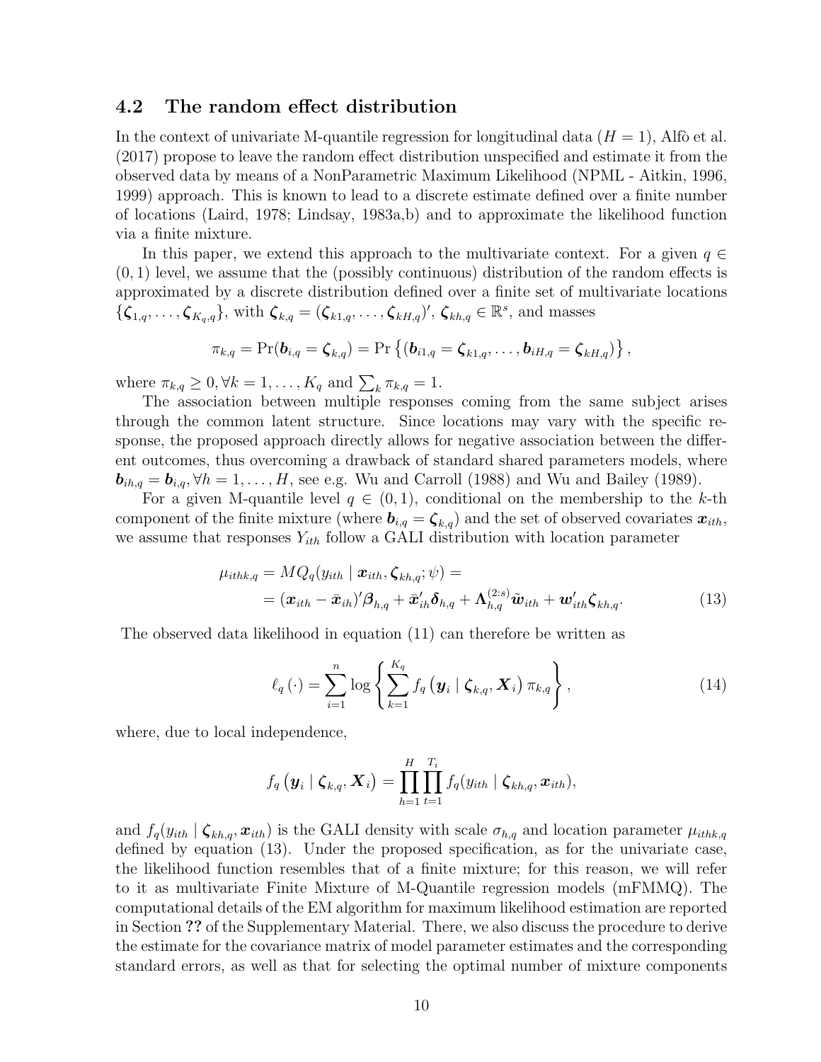## 4.2 The random effect distribution

In the context of univariate M-quantile regression for longitudinal data ($H = 1$), Alfò et al. (2017) propose to leave the random effect distribution unspecified and estimate it from the observed data by means of a NonParametric Maximum Likelihood (NPML - Aitkin, 1996, 1999) approach. This is known to lead to a discrete estimate defined over a finite number of locations (Laird, 1978; Lindsay, 1983a,b) and to approximate the likelihood function via a finite mixture.

In this paper, we extend this approach to the multivariate context. For a given $q \in (0, 1)$ level, we assume that the (possibly continuous) distribution of the random effects is approximated by a discrete distribution defined over a finite set of multivariate locations $\{\boldsymbol{\zeta}_{1,q}, \ldots, \boldsymbol{\zeta}_{K_q,q}\}$, with $\boldsymbol{\zeta}_{k,q} = (\boldsymbol{\zeta}_{k1,q}, \ldots, \boldsymbol{\zeta}_{kH,q})'$, $\boldsymbol{\zeta}_{kh,q} \in \mathbb{R}^s$, and masses

$$\pi_{k,q} = \Pr(\boldsymbol{b}_{i,q} = \boldsymbol{\zeta}_{k,q}) = \Pr\left\{(\boldsymbol{b}_{i1,q} = \boldsymbol{\zeta}_{k1,q}, \ldots, \boldsymbol{b}_{iH,q} = \boldsymbol{\zeta}_{kH,q})\right\},$$

where $\pi_{k,q} \geq 0, \forall k = 1, \ldots, K_q$ and $\sum_k \pi_{k,q} = 1$.

The association between multiple responses coming from the same subject arises through the common latent structure. Since locations may vary with the specific response, the proposed approach directly allows for negative association between the different outcomes, thus overcoming a drawback of standard shared parameters models, where $\boldsymbol{b}_{ih,q} = \boldsymbol{b}_{i,q}, \forall h = 1, \ldots, H$, see e.g. Wu and Carroll (1988) and Wu and Bailey (1989).

For a given M-quantile level $q \in (0, 1)$, conditional on the membership to the $k$-th component of the finite mixture (where $\boldsymbol{b}_{i,q} = \boldsymbol{\zeta}_{k,q}$) and the set of observed covariates $\boldsymbol{x}_{ith}$, we assume that responses $Y_{ith}$ follow a GALI distribution with location parameter

$$\begin{aligned}\mu_{ithk,q} &= MQ_q(y_{ith} \mid \boldsymbol{x}_{ith}, \boldsymbol{\zeta}_{kh,q}; \psi) = \\ &= (\boldsymbol{x}_{ith} - \bar{\boldsymbol{x}}_{ih})'\boldsymbol{\beta}_{h,q} + \bar{\boldsymbol{x}}_{ih}'\boldsymbol{\delta}_{h,q} + \boldsymbol{\Lambda}_{h,q}^{(2:s)}\tilde{\boldsymbol{w}}_{ith} + \boldsymbol{w}_{ith}'\boldsymbol{\zeta}_{kh,q}.\end{aligned} \tag{13}$$

The observed data likelihood in equation (11) can therefore be written as

$$\ell_q(\cdot) = \sum_{i=1}^{n} \log\left\{\sum_{k=1}^{K_q} f_q\left(\boldsymbol{y}_i \mid \boldsymbol{\zeta}_{k,q}, \boldsymbol{X}_i\right)\pi_{k,q}\right\}, \tag{14}$$

where, due to local independence,

$$f_q\left(\boldsymbol{y}_i \mid \boldsymbol{\zeta}_{k,q}, \boldsymbol{X}_i\right) = \prod_{h=1}^{H}\prod_{t=1}^{T_i} f_q(y_{ith} \mid \boldsymbol{\zeta}_{kh,q}, \boldsymbol{x}_{ith}),$$

and $f_q(y_{ith} \mid \boldsymbol{\zeta}_{kh,q}, \boldsymbol{x}_{ith})$ is the GALI density with scale $\sigma_{h,q}$ and location parameter $\mu_{ithk,q}$ defined by equation (13). Under the proposed specification, as for the univariate case, the likelihood function resembles that of a finite mixture; for this reason, we will refer to it as multivariate Finite Mixture of M-Quantile regression models (mFMMQ). The computational details of the EM algorithm for maximum likelihood estimation are reported in Section **??** of the Supplementary Material. There, we also discuss the procedure to derive the estimate for the covariance matrix of model parameter estimates and the corresponding standard errors, as well as that for selecting the optimal number of mixture components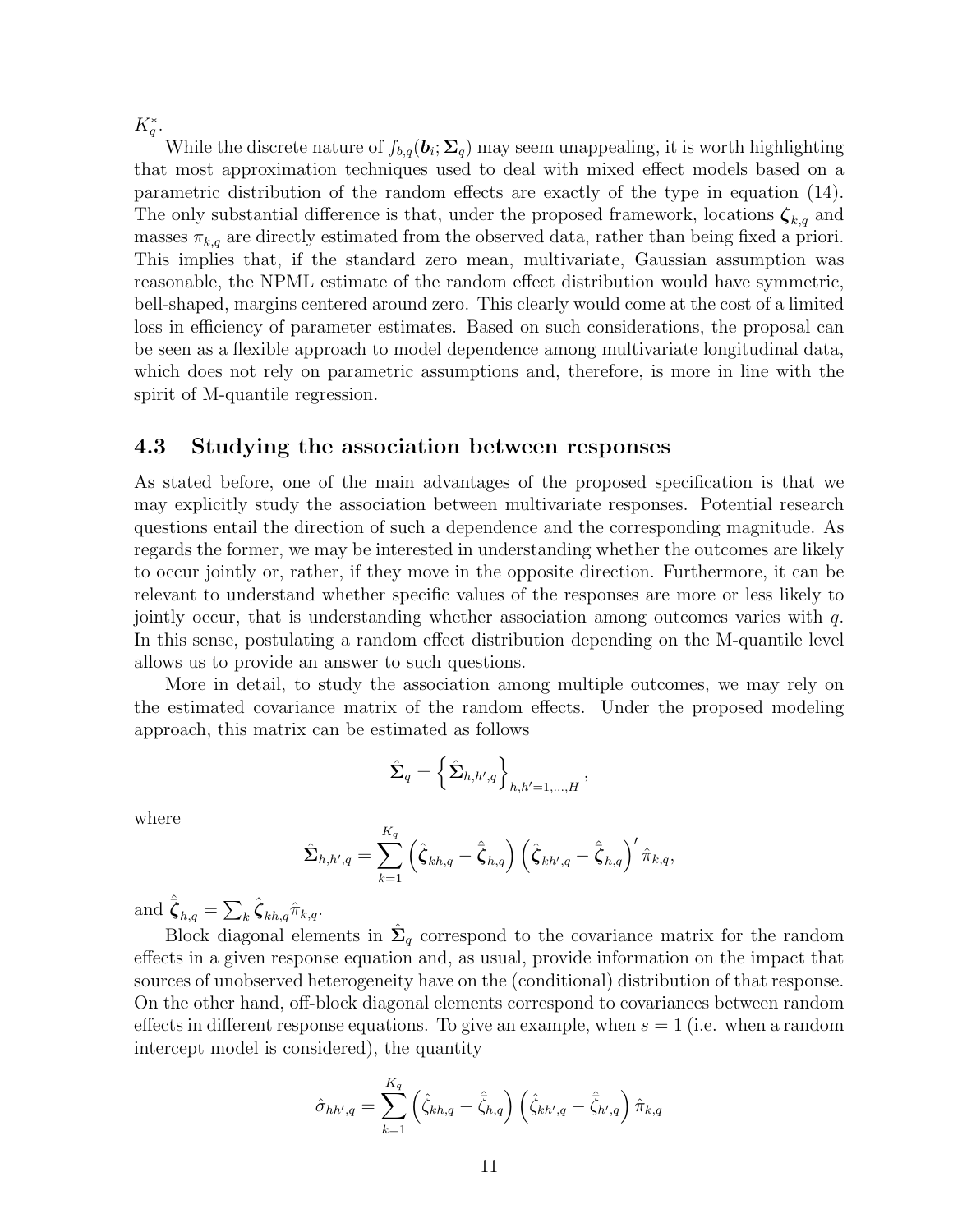$K_q^*$.

While the discrete nature of $f_{b,q}(\boldsymbol{b}_i; \boldsymbol{\Sigma}_q)$ may seem unappealing, it is worth highlighting that most approximation techniques used to deal with mixed effect models based on a parametric distribution of the random effects are exactly of the type in equation (14). The only substantial difference is that, under the proposed framework, locations $\boldsymbol{\zeta}_{k,q}$ and masses $\pi_{k,q}$ are directly estimated from the observed data, rather than being fixed a priori. This implies that, if the standard zero mean, multivariate, Gaussian assumption was reasonable, the NPML estimate of the random effect distribution would have symmetric, bell-shaped, margins centered around zero. This clearly would come at the cost of a limited loss in efficiency of parameter estimates. Based on such considerations, the proposal can be seen as a flexible approach to model dependence among multivariate longitudinal data, which does not rely on parametric assumptions and, therefore, is more in line with the spirit of M-quantile regression.

### 4.3 Studying the association between responses

As stated before, one of the main advantages of the proposed specification is that we may explicitly study the association between multivariate responses. Potential research questions entail the direction of such a dependence and the corresponding magnitude. As regards the former, we may be interested in understanding whether the outcomes are likely to occur jointly or, rather, if they move in the opposite direction. Furthermore, it can be relevant to understand whether specific values of the responses are more or less likely to jointly occur, that is understanding whether association among outcomes varies with $q$. In this sense, postulating a random effect distribution depending on the M-quantile level allows us to provide an answer to such questions.

More in detail, to study the association among multiple outcomes, we may rely on the estimated covariance matrix of the random effects. Under the proposed modeling approach, this matrix can be estimated as follows

$$\hat{\boldsymbol{\Sigma}}_q = \left\{ \hat{\boldsymbol{\Sigma}}_{h,h',q} \right\}_{h,h'=1,\dots,H},$$

where

$$\hat{\boldsymbol{\Sigma}}_{h,h',q} = \sum_{k=1}^{K_q} \left( \hat{\boldsymbol{\zeta}}_{kh,q} - \hat{\bar{\boldsymbol{\zeta}}}_{h,q} \right) \left( \hat{\boldsymbol{\zeta}}_{kh',q} - \hat{\bar{\boldsymbol{\zeta}}}_{h,q} \right)' \hat{\pi}_{k,q},$$

and $\hat{\bar{\boldsymbol{\zeta}}}_{h,q} = \sum_k \hat{\boldsymbol{\zeta}}_{kh,q} \hat{\pi}_{k,q}$.

Block diagonal elements in $\hat{\boldsymbol{\Sigma}}_q$ correspond to the covariance matrix for the random effects in a given response equation and, as usual, provide information on the impact that sources of unobserved heterogeneity have on the (conditional) distribution of that response. On the other hand, off-block diagonal elements correspond to covariances between random effects in different response equations. To give an example, when $s = 1$ (i.e. when a random intercept model is considered), the quantity

$$\hat{\sigma}_{hh',q} = \sum_{k=1}^{K_q} \left( \hat{\zeta}_{kh,q} - \hat{\bar{\zeta}}_{h,q} \right) \left( \hat{\zeta}_{kh',q} - \hat{\bar{\zeta}}_{h',q} \right) \hat{\pi}_{k,q}$$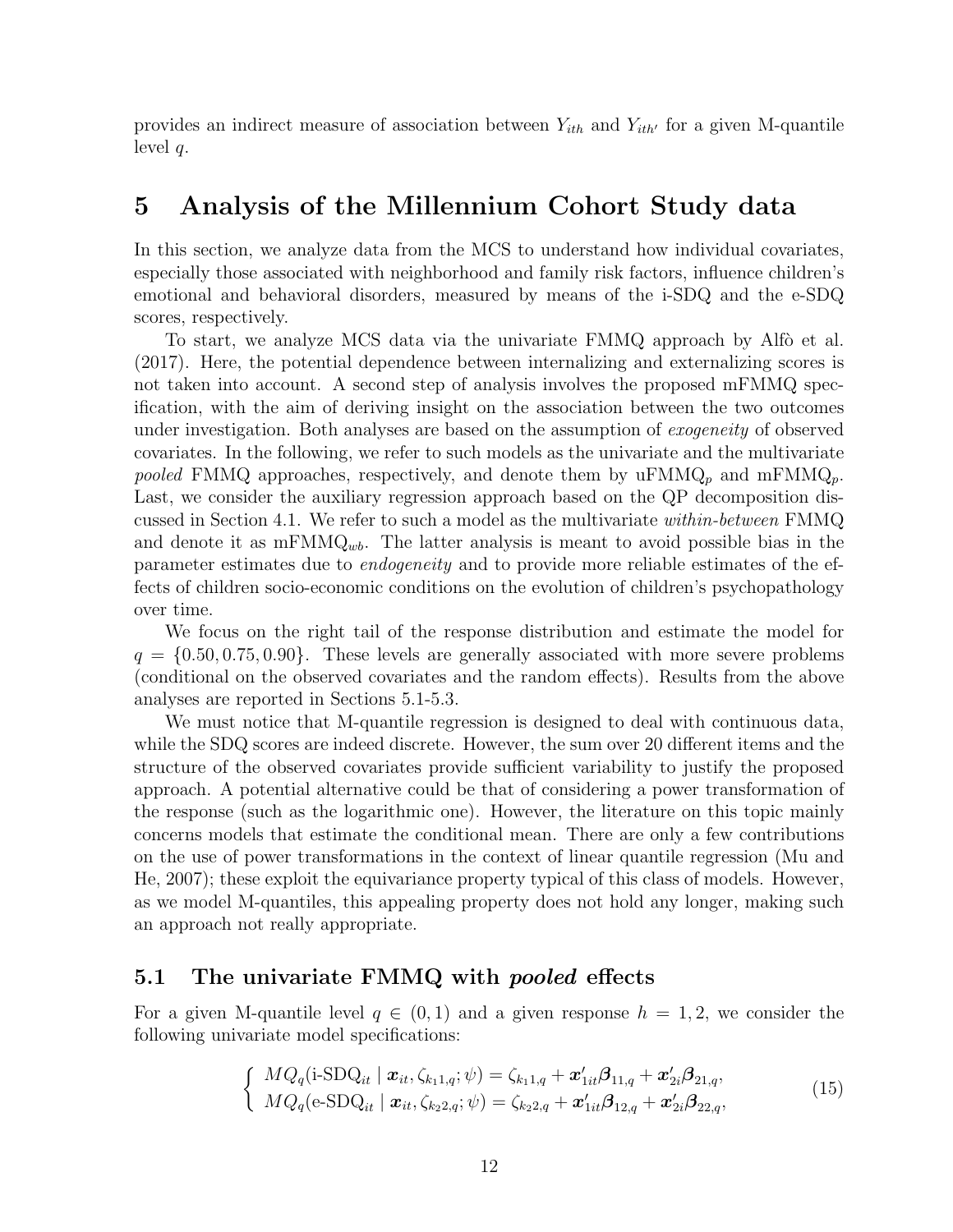provides an indirect measure of association between $Y_{ith}$ and $Y_{ith'}$ for a given M-quantile level $q$.

# 5 Analysis of the Millennium Cohort Study data

In this section, we analyze data from the MCS to understand how individual covariates, especially those associated with neighborhood and family risk factors, influence children's emotional and behavioral disorders, measured by means of the i-SDQ and the e-SDQ scores, respectively.

To start, we analyze MCS data via the univariate FMMQ approach by Alfò et al. (2017). Here, the potential dependence between internalizing and externalizing scores is not taken into account. A second step of analysis involves the proposed mFMMQ specification, with the aim of deriving insight on the association between the two outcomes under investigation. Both analyses are based on the assumption of *exogeneity* of observed covariates. In the following, we refer to such models as the univariate and the multivariate *pooled* FMMQ approaches, respectively, and denote them by uFMMQ$_p$ and mFMMQ$_p$. Last, we consider the auxiliary regression approach based on the QP decomposition discussed in Section 4.1. We refer to such a model as the multivariate *within-between* FMMQ and denote it as mFMMQ$_{wb}$. The latter analysis is meant to avoid possible bias in the parameter estimates due to *endogeneity* and to provide more reliable estimates of the effects of children socio-economic conditions on the evolution of children's psychopathology over time.

We focus on the right tail of the response distribution and estimate the model for $q = \{0.50, 0.75, 0.90\}$. These levels are generally associated with more severe problems (conditional on the observed covariates and the random effects). Results from the above analyses are reported in Sections 5.1-5.3.

We must notice that M-quantile regression is designed to deal with continuous data, while the SDQ scores are indeed discrete. However, the sum over 20 different items and the structure of the observed covariates provide sufficient variability to justify the proposed approach. A potential alternative could be that of considering a power transformation of the response (such as the logarithmic one). However, the literature on this topic mainly concerns models that estimate the conditional mean. There are only a few contributions on the use of power transformations in the context of linear quantile regression (Mu and He, 2007); these exploit the equivariance property typical of this class of models. However, as we model M-quantiles, this appealing property does not hold any longer, making such an approach not really appropriate.

## 5.1 The univariate FMMQ with *pooled* effects

For a given M-quantile level $q \in (0, 1)$ and a given response $h = 1, 2$, we consider the following univariate model specifications:

$$
\begin{cases} MQ_q(\text{i-SDQ}_{it} \mid \boldsymbol{x}_{it}, \zeta_{k_1 1,q}; \psi) = \zeta_{k_1 1,q} + \boldsymbol{x}'_{1it}\boldsymbol{\beta}_{11,q} + \boldsymbol{x}'_{2i}\boldsymbol{\beta}_{21,q}, \\ MQ_q(\text{e-SDQ}_{it} \mid \boldsymbol{x}_{it}, \zeta_{k_2 2,q}; \psi) = \zeta_{k_2 2,q} + \boldsymbol{x}'_{1it}\boldsymbol{\beta}_{12,q} + \boldsymbol{x}'_{2i}\boldsymbol{\beta}_{22,q}, \end{cases} \tag{15}
$$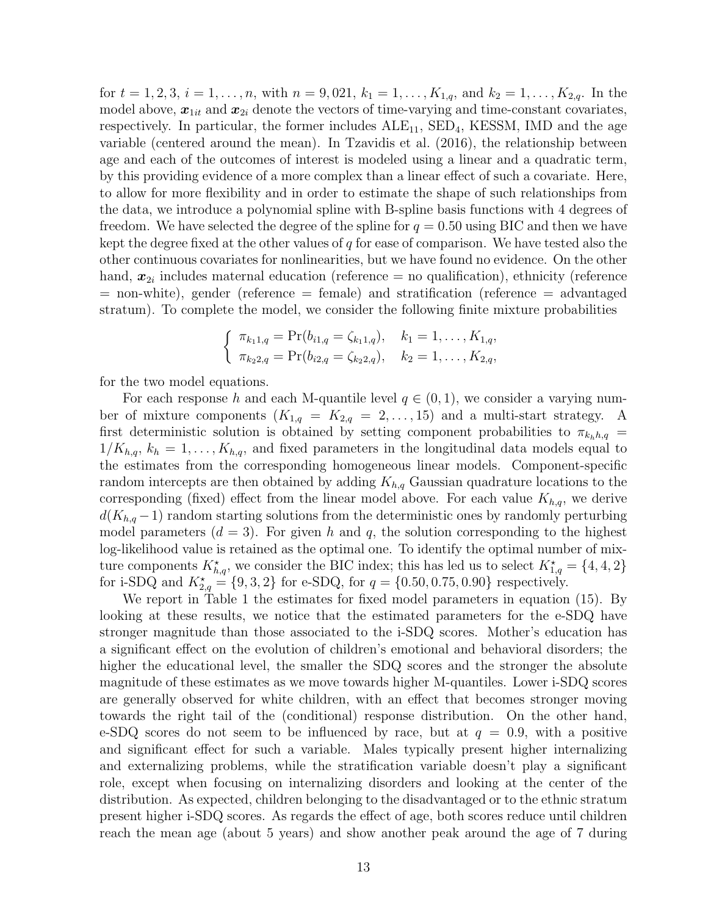for $t = 1, 2, 3$, $i = 1, \ldots, n$, with $n = 9,021$, $k_1 = 1, \ldots, K_{1,q}$, and $k_2 = 1, \ldots, K_{2,q}$. In the model above, $\boldsymbol{x}_{1it}$ and $\boldsymbol{x}_{2i}$ denote the vectors of time-varying and time-constant covariates, respectively. In particular, the former includes $\text{ALE}_{11}$, $\text{SED}_4$, KESSM, IMD and the age variable (centered around the mean). In Tzavidis et al. (2016), the relationship between age and each of the outcomes of interest is modeled using a linear and a quadratic term, by this providing evidence of a more complex than a linear effect of such a covariate. Here, to allow for more flexibility and in order to estimate the shape of such relationships from the data, we introduce a polynomial spline with B-spline basis functions with 4 degrees of freedom. We have selected the degree of the spline for $q = 0.50$ using BIC and then we have kept the degree fixed at the other values of $q$ for ease of comparison. We have tested also the other continuous covariates for nonlinearities, but we have found no evidence. On the other hand, $\boldsymbol{x}_{2i}$ includes maternal education (reference = no qualification), ethnicity (reference = non-white), gender (reference = female) and stratification (reference = advantaged stratum). To complete the model, we consider the following finite mixture probabilities

$$
\begin{cases}
\pi_{k_1 1,q} = \Pr(b_{i1,q} = \zeta_{k_1 1,q}), & k_1 = 1, \ldots, K_{1,q}, \\
\pi_{k_2 2,q} = \Pr(b_{i2,q} = \zeta_{k_2 2,q}), & k_2 = 1, \ldots, K_{2,q},
\end{cases}
$$

for the two model equations.

For each response $h$ and each M-quantile level $q \in (0, 1)$, we consider a varying number of mixture components ($K_{1,q} = K_{2,q} = 2, \ldots, 15$) and a multi-start strategy. A first deterministic solution is obtained by setting component probabilities to $\pi_{k_h h,q} = 1/K_{h,q}$, $k_h = 1, \ldots, K_{h,q}$, and fixed parameters in the longitudinal data models equal to the estimates from the corresponding homogeneous linear models. Component-specific random intercepts are then obtained by adding $K_{h,q}$ Gaussian quadrature locations to the corresponding (fixed) effect from the linear model above. For each value $K_{h,q}$, we derive $d(K_{h,q} - 1)$ random starting solutions from the deterministic ones by randomly perturbing model parameters ($d = 3$). For given $h$ and $q$, the solution corresponding to the highest log-likelihood value is retained as the optimal one. To identify the optimal number of mixture components $K^\star_{h,q}$, we consider the BIC index; this has led us to select $K^\star_{1,q} = \{4, 4, 2\}$ for i-SDQ and $K^\star_{2,q} = \{9, 3, 2\}$ for e-SDQ, for $q = \{0.50, 0.75, 0.90\}$ respectively.

We report in Table 1 the estimates for fixed model parameters in equation (15). By looking at these results, we notice that the estimated parameters for the e-SDQ have stronger magnitude than those associated to the i-SDQ scores. Mother's education has a significant effect on the evolution of children's emotional and behavioral disorders; the higher the educational level, the smaller the SDQ scores and the stronger the absolute magnitude of these estimates as we move towards higher M-quantiles. Lower i-SDQ scores are generally observed for white children, with an effect that becomes stronger moving towards the right tail of the (conditional) response distribution. On the other hand, e-SDQ scores do not seem to be influenced by race, but at $q = 0.9$, with a positive and significant effect for such a variable. Males typically present higher internalizing and externalizing problems, while the stratification variable doesn't play a significant role, except when focusing on internalizing disorders and looking at the center of the distribution. As expected, children belonging to the disadvantaged or to the ethnic stratum present higher i-SDQ scores. As regards the effect of age, both scores reduce until children reach the mean age (about 5 years) and show another peak around the age of 7 during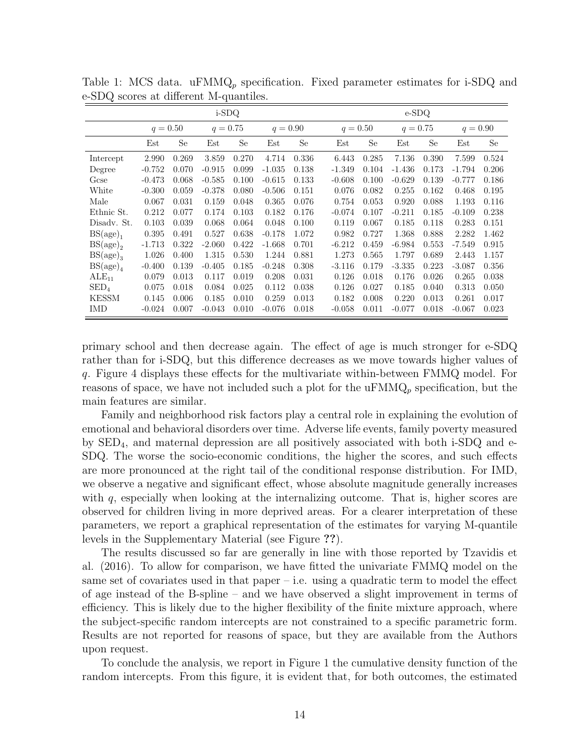Table 1: MCS data. uFMMQ$_p$ specification. Fixed parameter estimates for i-SDQ and e-SDQ scores at different M-quantiles.

| | i-SDQ | | | | | | e-SDQ | | | | | |
|---|---|---|---|---|---|---|---|---|---|---|---|---|
| | $q = 0.50$ | | $q = 0.75$ | | $q = 0.90$ | | $q = 0.50$ | | $q = 0.75$ | | $q = 0.90$ | |
| | Est | Se | Est | Se | Est | Se | Est | Se | Est | Se | Est | Se |
| Intercept | 2.990 | 0.269 | 3.859 | 0.270 | 4.714 | 0.336 | 6.443 | 0.285 | 7.136 | 0.390 | 7.599 | 0.524 |
| Degree | -0.752 | 0.070 | -0.915 | 0.099 | -1.035 | 0.138 | -1.349 | 0.104 | -1.436 | 0.173 | -1.794 | 0.206 |
| Gcse | -0.473 | 0.068 | -0.585 | 0.100 | -0.615 | 0.133 | -0.608 | 0.100 | -0.629 | 0.139 | -0.777 | 0.186 |
| White | -0.300 | 0.059 | -0.378 | 0.080 | -0.506 | 0.151 | 0.076 | 0.082 | 0.255 | 0.162 | 0.468 | 0.195 |
| Male | 0.067 | 0.031 | 0.159 | 0.048 | 0.365 | 0.076 | 0.754 | 0.053 | 0.920 | 0.088 | 1.193 | 0.116 |
| Ethnic St. | 0.212 | 0.077 | 0.174 | 0.103 | 0.182 | 0.176 | -0.074 | 0.107 | -0.211 | 0.185 | -0.109 | 0.238 |
| Disadv. St. | 0.103 | 0.039 | 0.068 | 0.064 | 0.048 | 0.100 | 0.119 | 0.067 | 0.185 | 0.118 | 0.283 | 0.151 |
| $\mathrm{BS(age)}_1$ | 0.395 | 0.491 | 0.527 | 0.638 | -0.178 | 1.072 | 0.982 | 0.727 | 1.368 | 0.888 | 2.282 | 1.462 |
| $\mathrm{BS(age)}_2$ | -1.713 | 0.322 | -2.060 | 0.422 | -1.668 | 0.701 | -6.212 | 0.459 | -6.984 | 0.553 | -7.549 | 0.915 |
| $\mathrm{BS(age)}_3$ | 1.026 | 0.400 | 1.315 | 0.530 | 1.244 | 0.881 | 1.273 | 0.565 | 1.797 | 0.689 | 2.443 | 1.157 |
| $\mathrm{BS(age)}_4$ | -0.400 | 0.139 | -0.405 | 0.185 | -0.248 | 0.308 | -3.116 | 0.179 | -3.335 | 0.223 | -3.087 | 0.356 |
| $\mathrm{ALE}_{11}$ | 0.079 | 0.013 | 0.117 | 0.019 | 0.208 | 0.031 | 0.126 | 0.018 | 0.176 | 0.026 | 0.265 | 0.038 |
| $\mathrm{SED}_4$ | 0.075 | 0.018 | 0.084 | 0.025 | 0.112 | 0.038 | 0.126 | 0.027 | 0.185 | 0.040 | 0.313 | 0.050 |
| KESSM | 0.145 | 0.006 | 0.185 | 0.010 | 0.259 | 0.013 | 0.182 | 0.008 | 0.220 | 0.013 | 0.261 | 0.017 |
| IMD | -0.024 | 0.007 | -0.043 | 0.010 | -0.076 | 0.018 | -0.058 | 0.011 | -0.077 | 0.018 | -0.067 | 0.023 |

primary school and then decrease again. The effect of age is much stronger for e-SDQ rather than for i-SDQ, but this difference decreases as we move towards higher values of $q$. Figure 4 displays these effects for the multivariate within-between FMMQ model. For reasons of space, we have not included such a plot for the uFMMQ$_p$ specification, but the main features are similar.

Family and neighborhood risk factors play a central role in explaining the evolution of emotional and behavioral disorders over time. Adverse life events, family poverty measured by $\mathrm{SED}_4$, and maternal depression are all positively associated with both i-SDQ and e-SDQ. The worse the socio-economic conditions, the higher the scores, and such effects are more pronounced at the right tail of the conditional response distribution. For IMD, we observe a negative and significant effect, whose absolute magnitude generally increases with $q$, especially when looking at the internalizing outcome. That is, higher scores are observed for children living in more deprived areas. For a clearer interpretation of these parameters, we report a graphical representation of the estimates for varying M-quantile levels in the Supplementary Material (see Figure **??**).

The results discussed so far are generally in line with those reported by Tzavidis et al. (2016). To allow for comparison, we have fitted the univariate FMMQ model on the same set of covariates used in that paper – i.e. using a quadratic term to model the effect of age instead of the B-spline – and we have observed a slight improvement in terms of efficiency. This is likely due to the higher flexibility of the finite mixture approach, where the subject-specific random intercepts are not constrained to a specific parametric form. Results are not reported for reasons of space, but they are available from the Authors upon request.

To conclude the analysis, we report in Figure 1 the cumulative density function of the random intercepts. From this figure, it is evident that, for both outcomes, the estimated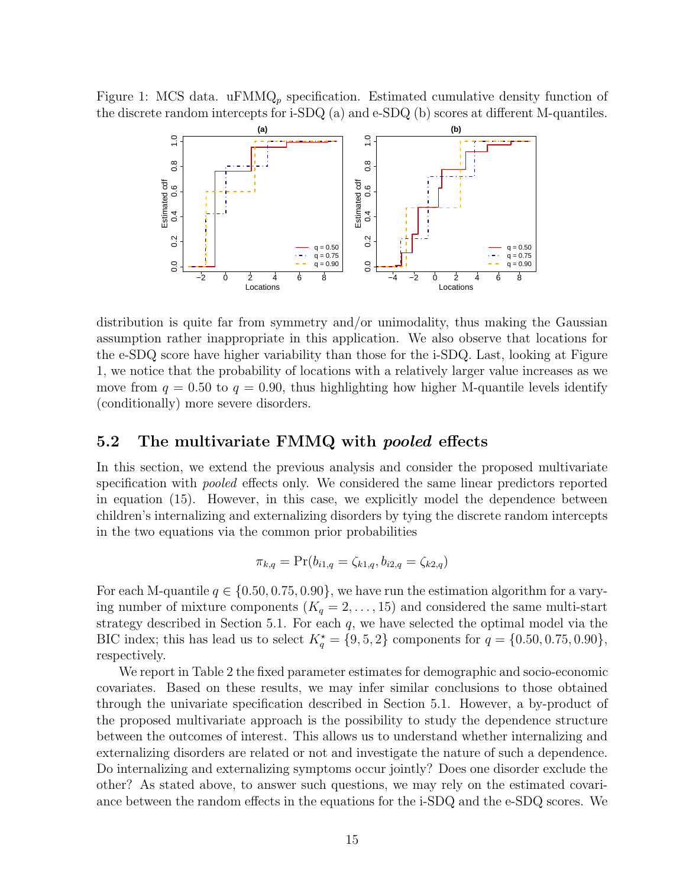Figure 1: MCS data. uFMMQ$_p$ specification. Estimated cumulative density function of the discrete random intercepts for i-SDQ (a) and e-SDQ (b) scores at different M-quantiles.

distribution is quite far from symmetry and/or unimodality, thus making the Gaussian assumption rather inappropriate in this application. We also observe that locations for the e-SDQ score have higher variability than those for the i-SDQ. Last, looking at Figure 1, we notice that the probability of locations with a relatively larger value increases as we move from $q = 0.50$ to $q = 0.90$, thus highlighting how higher M-quantile levels identify (conditionally) more severe disorders.

## 5.2 The multivariate FMMQ with *pooled* effects

In this section, we extend the previous analysis and consider the proposed multivariate specification with *pooled* effects only. We considered the same linear predictors reported in equation (15). However, in this case, we explicitly model the dependence between children's internalizing and externalizing disorders by tying the discrete random intercepts in the two equations via the common prior probabilities

$$\pi_{k,q} = \Pr(b_{i1,q} = \zeta_{k1,q}, b_{i2,q} = \zeta_{k2,q})$$

For each M-quantile $q \in \{0.50, 0.75, 0.90\}$, we have run the estimation algorithm for a varying number of mixture components ($K_q = 2, \ldots, 15$) and considered the same multi-start strategy described in Section 5.1. For each $q$, we have selected the optimal model via the BIC index; this has lead us to select $K^\star_q = \{9, 5, 2\}$ components for $q = \{0.50, 0.75, 0.90\}$, respectively.

We report in Table 2 the fixed parameter estimates for demographic and socio-economic covariates. Based on these results, we may infer similar conclusions to those obtained through the univariate specification described in Section 5.1. However, a by-product of the proposed multivariate approach is the possibility to study the dependence structure between the outcomes of interest. This allows us to understand whether internalizing and externalizing disorders are related or not and investigate the nature of such a dependence. Do internalizing and externalizing symptoms occur jointly? Does one disorder exclude the other? As stated above, to answer such questions, we may rely on the estimated covariance between the random effects in the equations for the i-SDQ and the e-SDQ scores. We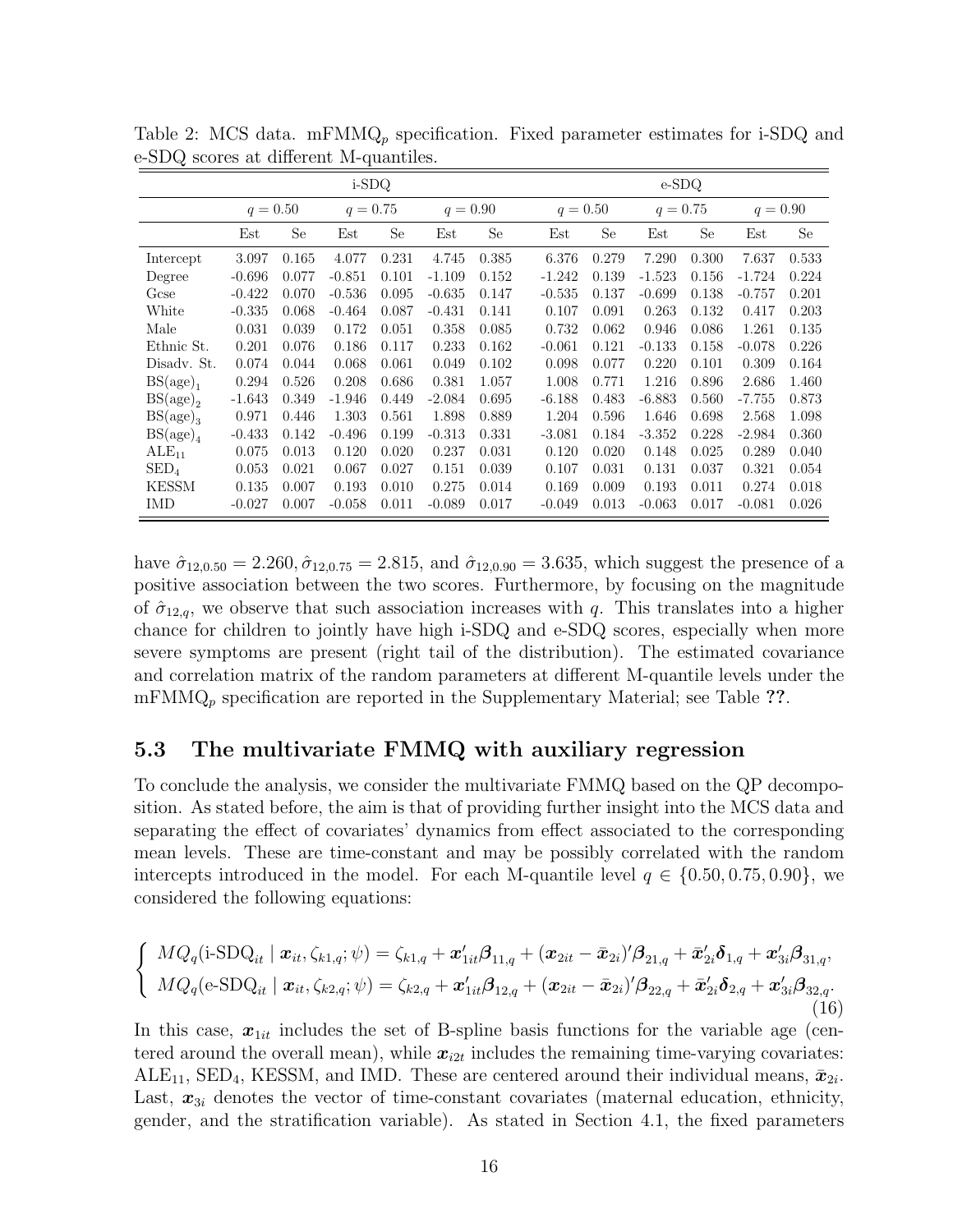Table 2: MCS data. mFMMQ$_p$ specification. Fixed parameter estimates for i-SDQ and e-SDQ scores at different M-quantiles.

| | i-SDQ | | | | | | e-SDQ | | | | | |
|---|---|---|---|---|---|---|---|---|---|---|---|---|
| | $q = 0.50$ | | $q = 0.75$ | | $q = 0.90$ | | $q = 0.50$ | | $q = 0.75$ | | $q = 0.90$ | |
| | Est | Se | Est | Se | Est | Se | Est | Se | Est | Se | Est | Se |
| Intercept | 3.097 | 0.165 | 4.077 | 0.231 | 4.745 | 0.385 | 6.376 | 0.279 | 7.290 | 0.300 | 7.637 | 0.533 |
| Degree | -0.696 | 0.077 | -0.851 | 0.101 | -1.109 | 0.152 | -1.242 | 0.139 | -1.523 | 0.156 | -1.724 | 0.224 |
| Gcse | -0.422 | 0.070 | -0.536 | 0.095 | -0.635 | 0.147 | -0.535 | 0.137 | -0.699 | 0.138 | -0.757 | 0.201 |
| White | -0.335 | 0.068 | -0.464 | 0.087 | -0.431 | 0.141 | 0.107 | 0.091 | 0.263 | 0.132 | 0.417 | 0.203 |
| Male | 0.031 | 0.039 | 0.172 | 0.051 | 0.358 | 0.085 | 0.732 | 0.062 | 0.946 | 0.086 | 1.261 | 0.135 |
| Ethnic St. | 0.201 | 0.076 | 0.186 | 0.117 | 0.233 | 0.162 | -0.061 | 0.121 | -0.133 | 0.158 | -0.078 | 0.226 |
| Disadv. St. | 0.074 | 0.044 | 0.068 | 0.061 | 0.049 | 0.102 | 0.098 | 0.077 | 0.220 | 0.101 | 0.309 | 0.164 |
| $\text{BS(age)}_1$ | 0.294 | 0.526 | 0.208 | 0.686 | 0.381 | 1.057 | 1.008 | 0.771 | 1.216 | 0.896 | 2.686 | 1.460 |
| $\text{BS(age)}_2$ | -1.643 | 0.349 | -1.946 | 0.449 | -2.084 | 0.695 | -6.188 | 0.483 | -6.883 | 0.560 | -7.755 | 0.873 |
| $\text{BS(age)}_3$ | 0.971 | 0.446 | 1.303 | 0.561 | 1.898 | 0.889 | 1.204 | 0.596 | 1.646 | 0.698 | 2.568 | 1.098 |
| $\text{BS(age)}_4$ | -0.433 | 0.142 | -0.496 | 0.199 | -0.313 | 0.331 | -3.081 | 0.184 | -3.352 | 0.228 | -2.984 | 0.360 |
| $\text{ALE}_{11}$ | 0.075 | 0.013 | 0.120 | 0.020 | 0.237 | 0.031 | 0.120 | 0.020 | 0.148 | 0.025 | 0.289 | 0.040 |
| $\text{SED}_4$ | 0.053 | 0.021 | 0.067 | 0.027 | 0.151 | 0.039 | 0.107 | 0.031 | 0.131 | 0.037 | 0.321 | 0.054 |
| KESSM | 0.135 | 0.007 | 0.193 | 0.010 | 0.275 | 0.014 | 0.169 | 0.009 | 0.193 | 0.011 | 0.274 | 0.018 |
| IMD | -0.027 | 0.007 | -0.058 | 0.011 | -0.089 | 0.017 | -0.049 | 0.013 | -0.063 | 0.017 | -0.081 | 0.026 |

have $\hat{\sigma}_{12,0.50} = 2.260, \hat{\sigma}_{12,0.75} = 2.815$, and $\hat{\sigma}_{12,0.90} = 3.635$, which suggest the presence of a positive association between the two scores. Furthermore, by focusing on the magnitude of $\hat{\sigma}_{12,q}$, we observe that such association increases with $q$. This translates into a higher chance for children to jointly have high i-SDQ and e-SDQ scores, especially when more severe symptoms are present (right tail of the distribution). The estimated covariance and correlation matrix of the random parameters at different M-quantile levels under the mFMMQ$_p$ specification are reported in the Supplementary Material; see Table **??**.

### 5.3 The multivariate FMMQ with auxiliary regression

To conclude the analysis, we consider the multivariate FMMQ based on the QP decomposition. As stated before, the aim is that of providing further insight into the MCS data and separating the effect of covariates' dynamics from effect associated to the corresponding mean levels. These are time-constant and may be possibly correlated with the random intercepts introduced in the model. For each M-quantile level $q \in \{0.50, 0.75, 0.90\}$, we considered the following equations:

$$\begin{cases} MQ_q(\text{i-SDQ}_{it} \mid \boldsymbol{x}_{it}, \zeta_{k1,q}; \psi) = \zeta_{k1,q} + \boldsymbol{x}'_{1it}\boldsymbol{\beta}_{11,q} + (\boldsymbol{x}_{2it} - \bar{\boldsymbol{x}}_{2i})'\boldsymbol{\beta}_{21,q} + \bar{\boldsymbol{x}}'_{2i}\boldsymbol{\delta}_{1,q} + \boldsymbol{x}'_{3i}\boldsymbol{\beta}_{31,q}, \\ MQ_q(\text{e-SDQ}_{it} \mid \boldsymbol{x}_{it}, \zeta_{k2,q}; \psi) = \zeta_{k2,q} + \boldsymbol{x}'_{1it}\boldsymbol{\beta}_{12,q} + (\boldsymbol{x}_{2it} - \bar{\boldsymbol{x}}_{2i})'\boldsymbol{\beta}_{22,q} + \bar{\boldsymbol{x}}'_{2i}\boldsymbol{\delta}_{2,q} + \boldsymbol{x}'_{3i}\boldsymbol{\beta}_{32,q}. \end{cases} \tag{16}$$

In this case, $\boldsymbol{x}_{1it}$ includes the set of B-spline basis functions for the variable age (centered around the overall mean), while $\boldsymbol{x}_{i2t}$ includes the remaining time-varying covariates: $\text{ALE}_{11}$, $\text{SED}_4$, KESSM, and IMD. These are centered around their individual means, $\bar{\boldsymbol{x}}_{2i}$. Last, $\boldsymbol{x}_{3i}$ denotes the vector of time-constant covariates (maternal education, ethnicity, gender, and the stratification variable). As stated in Section 4.1, the fixed parameters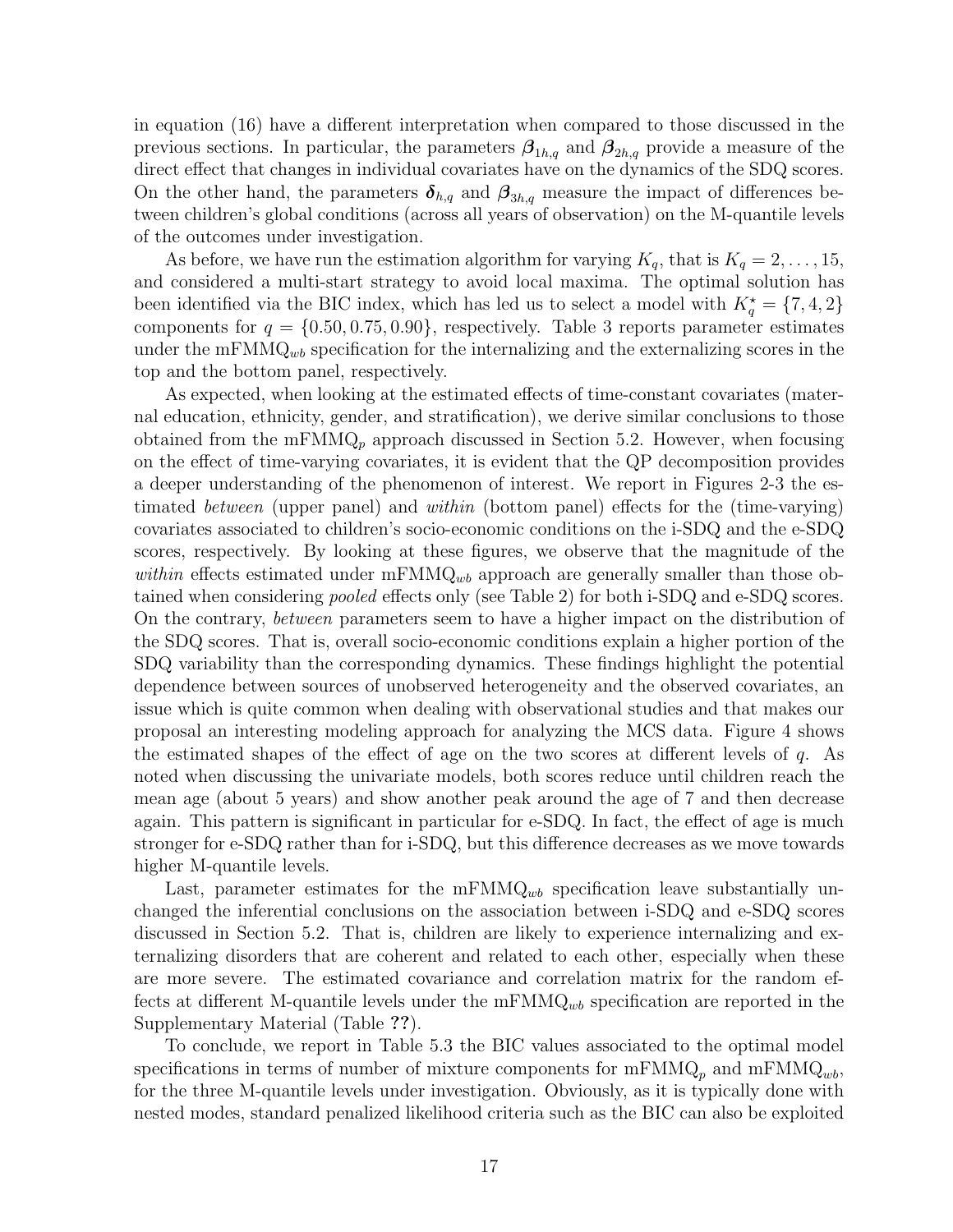in equation (16) have a different interpretation when compared to those discussed in the previous sections. In particular, the parameters $\boldsymbol{\beta}_{1h,q}$ and $\boldsymbol{\beta}_{2h,q}$ provide a measure of the direct effect that changes in individual covariates have on the dynamics of the SDQ scores. On the other hand, the parameters $\boldsymbol{\delta}_{h,q}$ and $\boldsymbol{\beta}_{3h,q}$ measure the impact of differences between children's global conditions (across all years of observation) on the M-quantile levels of the outcomes under investigation.

As before, we have run the estimation algorithm for varying $K_q$, that is $K_q = 2, \ldots, 15$, and considered a multi-start strategy to avoid local maxima. The optimal solution has been identified via the BIC index, which has led us to select a model with $K_q^\star = \{7, 4, 2\}$ components for $q = \{0.50, 0.75, 0.90\}$, respectively. Table 3 reports parameter estimates under the mFMMQ$_{wb}$ specification for the internalizing and the externalizing scores in the top and the bottom panel, respectively.

As expected, when looking at the estimated effects of time-constant covariates (maternal education, ethnicity, gender, and stratification), we derive similar conclusions to those obtained from the mFMMQ$_p$ approach discussed in Section 5.2. However, when focusing on the effect of time-varying covariates, it is evident that the QP decomposition provides a deeper understanding of the phenomenon of interest. We report in Figures 2-3 the estimated *between* (upper panel) and *within* (bottom panel) effects for the (time-varying) covariates associated to children's socio-economic conditions on the i-SDQ and the e-SDQ scores, respectively. By looking at these figures, we observe that the magnitude of the *within* effects estimated under mFMMQ$_{wb}$ approach are generally smaller than those obtained when considering *pooled* effects only (see Table 2) for both i-SDQ and e-SDQ scores. On the contrary, *between* parameters seem to have a higher impact on the distribution of the SDQ scores. That is, overall socio-economic conditions explain a higher portion of the SDQ variability than the corresponding dynamics. These findings highlight the potential dependence between sources of unobserved heterogeneity and the observed covariates, an issue which is quite common when dealing with observational studies and that makes our proposal an interesting modeling approach for analyzing the MCS data. Figure 4 shows the estimated shapes of the effect of age on the two scores at different levels of $q$. As noted when discussing the univariate models, both scores reduce until children reach the mean age (about 5 years) and show another peak around the age of 7 and then decrease again. This pattern is significant in particular for e-SDQ. In fact, the effect of age is much stronger for e-SDQ rather than for i-SDQ, but this difference decreases as we move towards higher M-quantile levels.

Last, parameter estimates for the mFMMQ$_{wb}$ specification leave substantially unchanged the inferential conclusions on the association between i-SDQ and e-SDQ scores discussed in Section 5.2. That is, children are likely to experience internalizing and externalizing disorders that are coherent and related to each other, especially when these are more severe. The estimated covariance and correlation matrix for the random effects at different M-quantile levels under the mFMMQ$_{wb}$ specification are reported in the Supplementary Material (Table **??**).

To conclude, we report in Table 5.3 the BIC values associated to the optimal model specifications in terms of number of mixture components for mFMMQ$_p$ and mFMMQ$_{wb}$, for the three M-quantile levels under investigation. Obviously, as it is typically done with nested modes, standard penalized likelihood criteria such as the BIC can also be exploited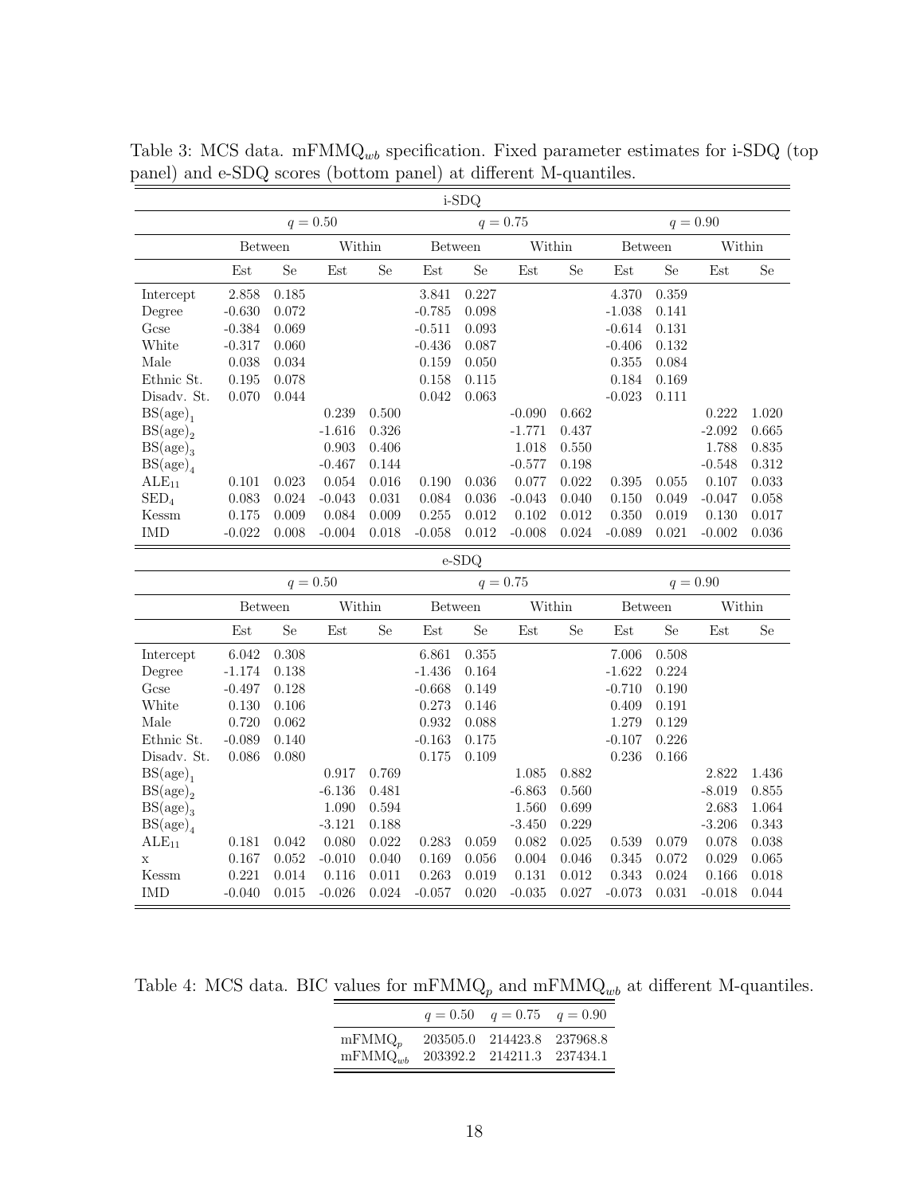Table 3: MCS data. mFMMQ$_{wb}$ specification. Fixed parameter estimates for i-SDQ (top panel) and e-SDQ scores (bottom panel) at different M-quantiles.

| i-SDQ | | | | | | | | | | | | |
|---|---|---|---|---|---|---|---|---|---|---|---|---|
| | $q = 0.50$ | | | | $q = 0.75$ | | | | $q = 0.90$ | | | |
| | Between | | Within | | Between | | Within | | Between | | Within | |
| | Est | Se | Est | Se | Est | Se | Est | Se | Est | Se | Est | Se |
| Intercept | 2.858 | 0.185 | | | 3.841 | 0.227 | | | 4.370 | 0.359 | | |
| Degree | -0.630 | 0.072 | | | -0.785 | 0.098 | | | -1.038 | 0.141 | | |
| Gcse | -0.384 | 0.069 | | | -0.511 | 0.093 | | | -0.614 | 0.131 | | |
| White | -0.317 | 0.060 | | | -0.436 | 0.087 | | | -0.406 | 0.132 | | |
| Male | 0.038 | 0.034 | | | 0.159 | 0.050 | | | 0.355 | 0.084 | | |
| Ethnic St. | 0.195 | 0.078 | | | 0.158 | 0.115 | | | 0.184 | 0.169 | | |
| Disadv. St. | 0.070 | 0.044 | | | 0.042 | 0.063 | | | -0.023 | 0.111 | | |
| $\text{BS(age)}_1$ | | | 0.239 | 0.500 | | | -0.090 | 0.662 | | | 0.222 | 1.020 |
| $\text{BS(age)}_2$ | | | -1.616 | 0.326 | | | -1.771 | 0.437 | | | -2.092 | 0.665 |
| $\text{BS(age)}_3$ | | | 0.903 | 0.406 | | | 1.018 | 0.550 | | | 1.788 | 0.835 |
| $\text{BS(age)}_4$ | | | -0.467 | 0.144 | | | -0.577 | 0.198 | | | -0.548 | 0.312 |
| $\text{ALE}_{11}$ | 0.101 | 0.023 | 0.054 | 0.016 | 0.190 | 0.036 | 0.077 | 0.022 | 0.395 | 0.055 | 0.107 | 0.033 |
| $\text{SED}_4$ | 0.083 | 0.024 | -0.043 | 0.031 | 0.084 | 0.036 | -0.043 | 0.040 | 0.150 | 0.049 | -0.047 | 0.058 |
| Kessm | 0.175 | 0.009 | 0.084 | 0.009 | 0.255 | 0.012 | 0.102 | 0.012 | 0.350 | 0.019 | 0.130 | 0.017 |
| IMD | -0.022 | 0.008 | -0.004 | 0.018 | -0.058 | 0.012 | -0.008 | 0.024 | -0.089 | 0.021 | -0.002 | 0.036 |

| e-SDQ | | | | | | | | | | | | |
|---|---|---|---|---|---|---|---|---|---|---|---|---|
| | $q = 0.50$ | | | | $q = 0.75$ | | | | $q = 0.90$ | | | |
| | Between | | Within | | Between | | Within | | Between | | Within | |
| | Est | Se | Est | Se | Est | Se | Est | Se | Est | Se | Est | Se |
| Intercept | 6.042 | 0.308 | | | 6.861 | 0.355 | | | 7.006 | 0.508 | | |
| Degree | -1.174 | 0.138 | | | -1.436 | 0.164 | | | -1.622 | 0.224 | | |
| Gcse | -0.497 | 0.128 | | | -0.668 | 0.149 | | | -0.710 | 0.190 | | |
| White | 0.130 | 0.106 | | | 0.273 | 0.146 | | | 0.409 | 0.191 | | |
| Male | 0.720 | 0.062 | | | 0.932 | 0.088 | | | 1.279 | 0.129 | | |
| Ethnic St. | -0.089 | 0.140 | | | -0.163 | 0.175 | | | -0.107 | 0.226 | | |
| Disadv. St. | 0.086 | 0.080 | | | 0.175 | 0.109 | | | 0.236 | 0.166 | | |
| $\text{BS(age)}_1$ | | | 0.917 | 0.769 | | | 1.085 | 0.882 | | | 2.822 | 1.436 |
| $\text{BS(age)}_2$ | | | -6.136 | 0.481 | | | -6.863 | 0.560 | | | -8.019 | 0.855 |
| $\text{BS(age)}_3$ | | | 1.090 | 0.594 | | | 1.560 | 0.699 | | | 2.683 | 1.064 |
| $\text{BS(age)}_4$ | | | -3.121 | 0.188 | | | -3.450 | 0.229 | | | -3.206 | 0.343 |
| $\text{ALE}_{11}$ | 0.181 | 0.042 | 0.080 | 0.022 | 0.283 | 0.059 | 0.082 | 0.025 | 0.539 | 0.079 | 0.078 | 0.038 |
| x | 0.167 | 0.052 | -0.010 | 0.040 | 0.169 | 0.056 | 0.004 | 0.046 | 0.345 | 0.072 | 0.029 | 0.065 |
| Kessm | 0.221 | 0.014 | 0.116 | 0.011 | 0.263 | 0.019 | 0.131 | 0.012 | 0.343 | 0.024 | 0.166 | 0.018 |
| IMD | -0.040 | 0.015 | -0.026 | 0.024 | -0.057 | 0.020 | -0.035 | 0.027 | -0.073 | 0.031 | -0.018 | 0.044 |

Table 4: MCS data. BIC values for mFMMQ$_p$ and mFMMQ$_{wb}$ at different M-quantiles.

| | $q = 0.50$ | $q = 0.75$ | $q = 0.90$ |
|---|---|---|---|
| mFMMQ$_p$ | 203505.0 | 214423.8 | 237968.8 |
| mFMMQ$_{wb}$ | 203392.2 | 214211.3 | 237434.1 |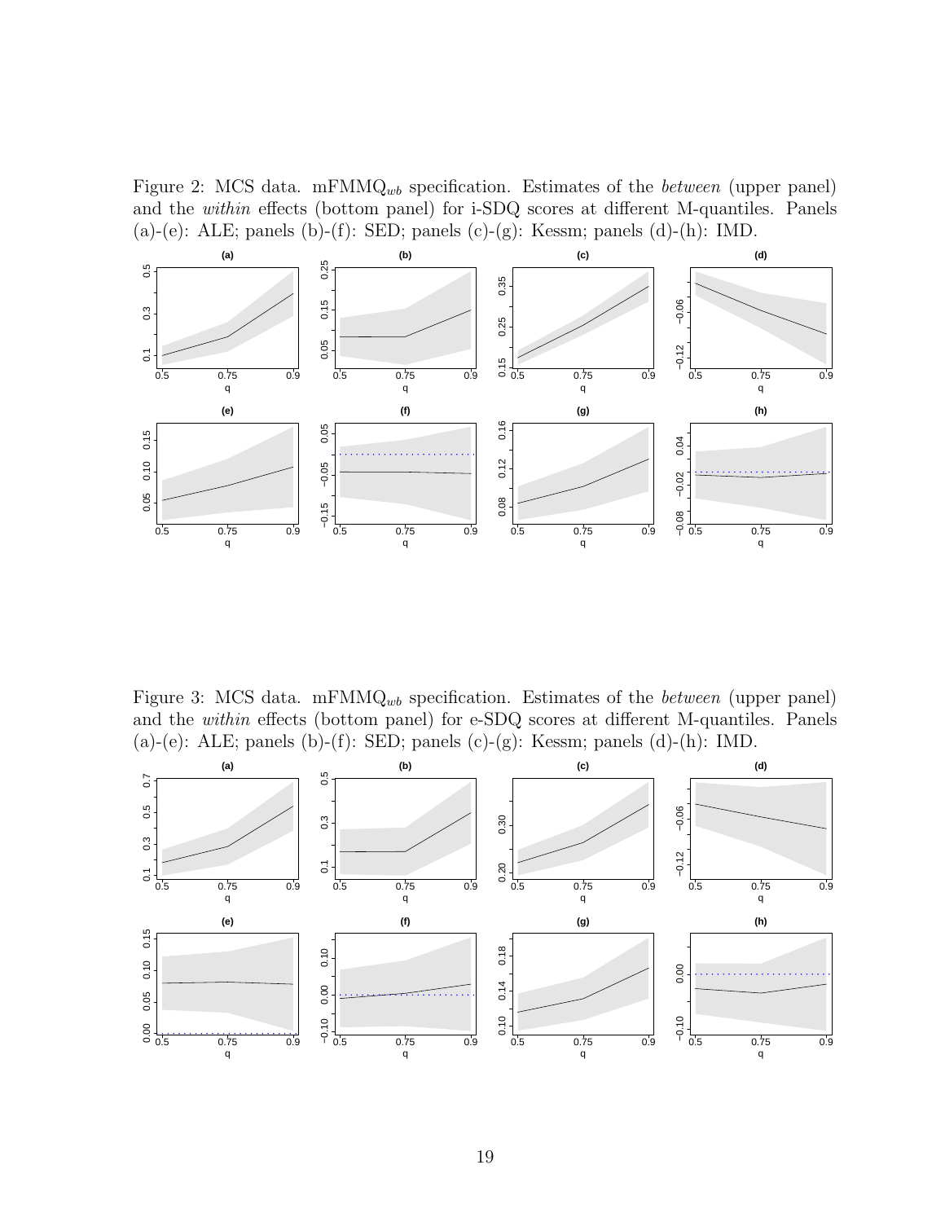Figure 2: MCS data. mFMMQ$_{wb}$ specification. Estimates of the *between* (upper panel) and the *within* effects (bottom panel) for i-SDQ scores at different M-quantiles. Panels (a)-(e): ALE; panels (b)-(f): SED; panels (c)-(g): Kessm; panels (d)-(h): IMD.

Figure 3: MCS data. mFMMQ$_{wb}$ specification. Estimates of the *between* (upper panel) and the *within* effects (bottom panel) for e-SDQ scores at different M-quantiles. Panels (a)-(e): ALE; panels (b)-(f): SED; panels (c)-(g): Kessm; panels (d)-(h): IMD.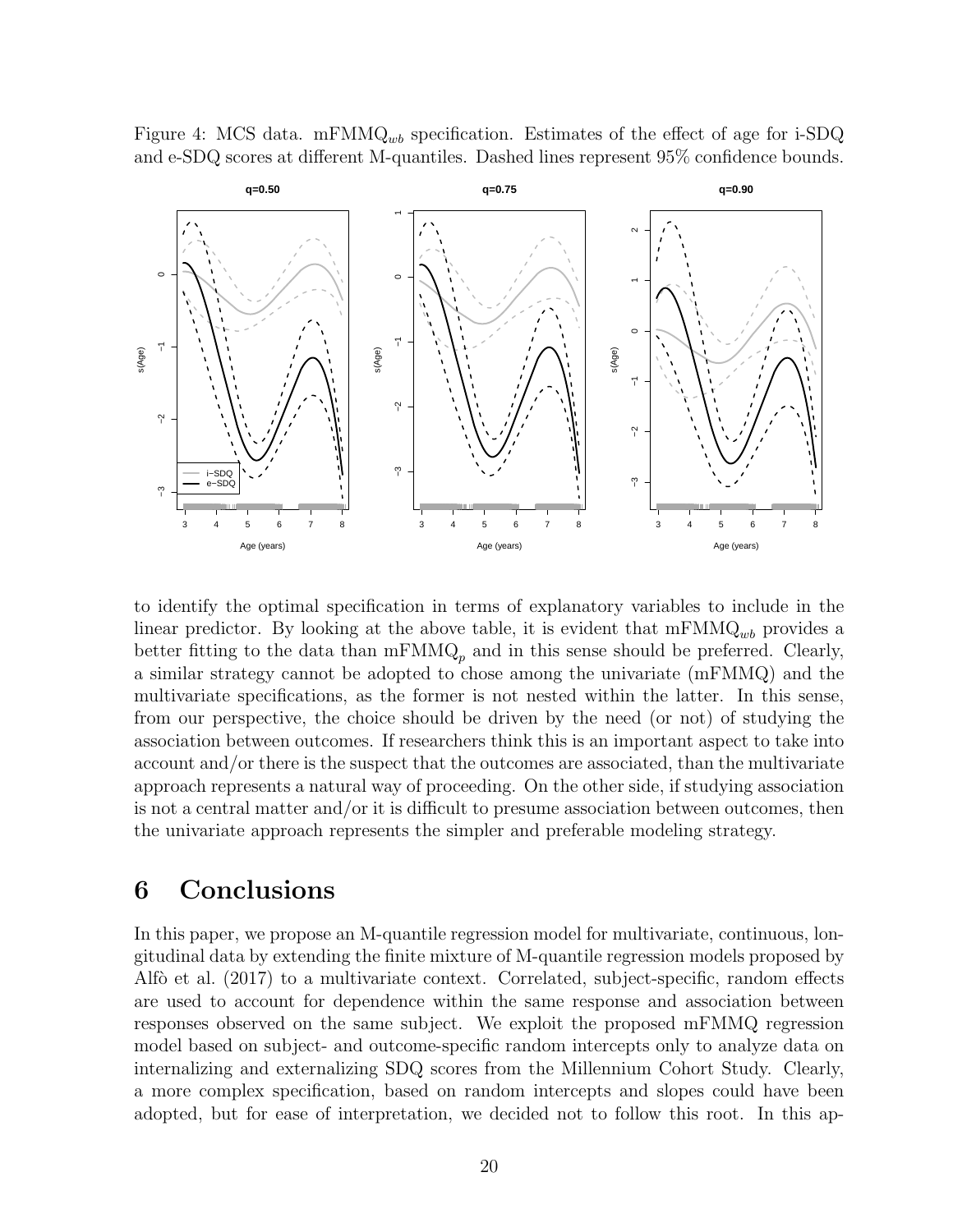Figure 4: MCS data. $\text{mFMMQ}_{wb}$ specification. Estimates of the effect of age for i-SDQ and e-SDQ scores at different M-quantiles. Dashed lines represent 95% confidence bounds.

to identify the optimal specification in terms of explanatory variables to include in the linear predictor. By looking at the above table, it is evident that $\text{mFMMQ}_{wb}$ provides a better fitting to the data than $\text{mFMMQ}_{p}$ and in this sense should be preferred. Clearly, a similar strategy cannot be adopted to chose among the univariate (mFMMQ) and the multivariate specifications, as the former is not nested within the latter. In this sense, from our perspective, the choice should be driven by the need (or not) of studying the association between outcomes. If researchers think this is an important aspect to take into account and/or there is the suspect that the outcomes are associated, than the multivariate approach represents a natural way of proceeding. On the other side, if studying association is not a central matter and/or it is difficult to presume association between outcomes, then the univariate approach represents the simpler and preferable modeling strategy.

# 6 Conclusions

In this paper, we propose an M-quantile regression model for multivariate, continuous, longitudinal data by extending the finite mixture of M-quantile regression models proposed by Alfò et al. (2017) to a multivariate context. Correlated, subject-specific, random effects are used to account for dependence within the same response and association between responses observed on the same subject. We exploit the proposed mFMMQ regression model based on subject- and outcome-specific random intercepts only to analyze data on internalizing and externalizing SDQ scores from the Millennium Cohort Study. Clearly, a more complex specification, based on random intercepts and slopes could have been adopted, but for ease of interpretation, we decided not to follow this root. In this ap-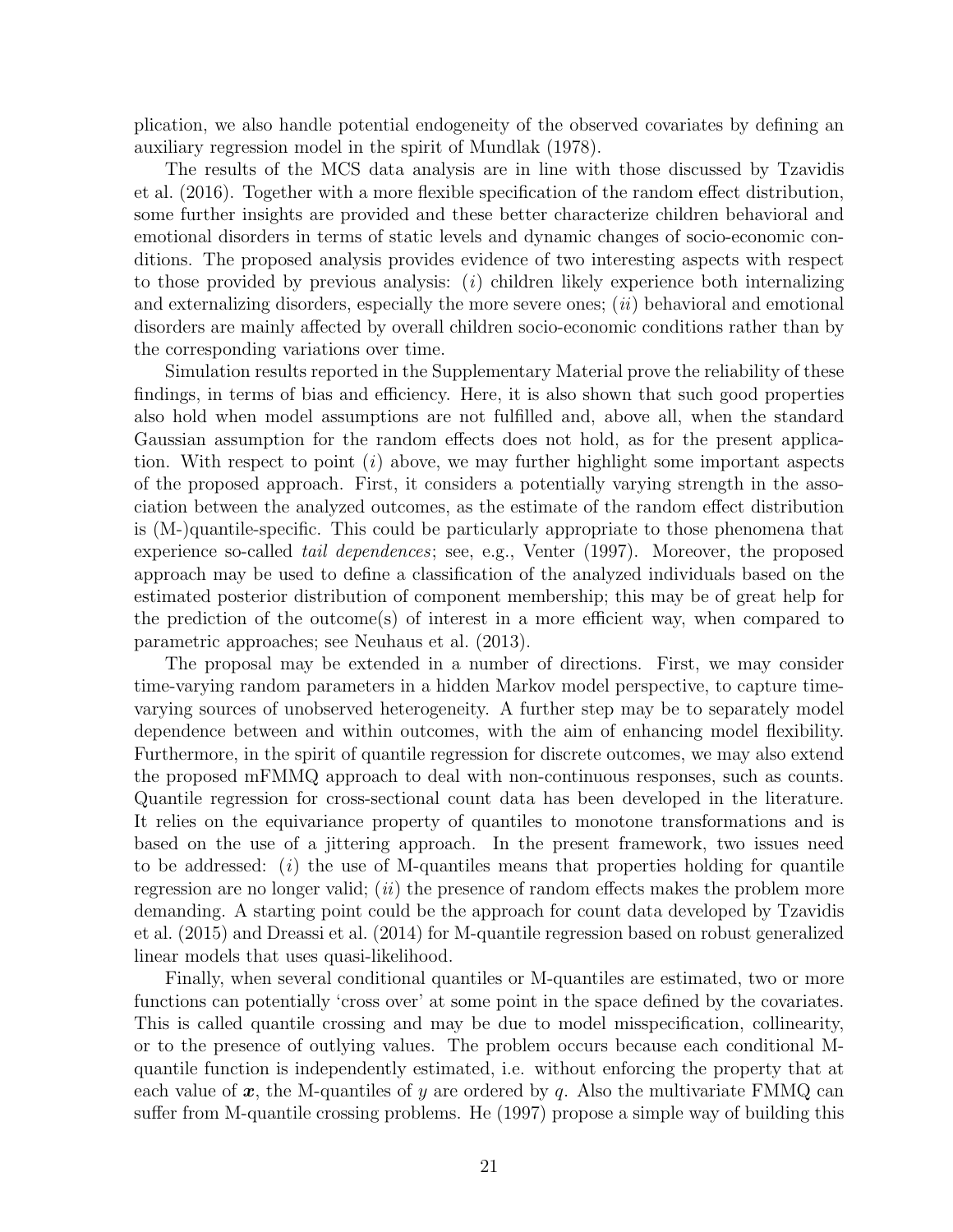plication, we also handle potential endogeneity of the observed covariates by defining an auxiliary regression model in the spirit of Mundlak (1978).

The results of the MCS data analysis are in line with those discussed by Tzavidis et al. (2016). Together with a more flexible specification of the random effect distribution, some further insights are provided and these better characterize children behavioral and emotional disorders in terms of static levels and dynamic changes of socio-economic conditions. The proposed analysis provides evidence of two interesting aspects with respect to those provided by previous analysis: (*i*) children likely experience both internalizing and externalizing disorders, especially the more severe ones; (*ii*) behavioral and emotional disorders are mainly affected by overall children socio-economic conditions rather than by the corresponding variations over time.

Simulation results reported in the Supplementary Material prove the reliability of these findings, in terms of bias and efficiency. Here, it is also shown that such good properties also hold when model assumptions are not fulfilled and, above all, when the standard Gaussian assumption for the random effects does not hold, as for the present application. With respect to point (*i*) above, we may further highlight some important aspects of the proposed approach. First, it considers a potentially varying strength in the association between the analyzed outcomes, as the estimate of the random effect distribution is (M-)quantile-specific. This could be particularly appropriate to those phenomena that experience so-called *tail dependences*; see, e.g., Venter (1997). Moreover, the proposed approach may be used to define a classification of the analyzed individuals based on the estimated posterior distribution of component membership; this may be of great help for the prediction of the outcome(s) of interest in a more efficient way, when compared to parametric approaches; see Neuhaus et al. (2013).

The proposal may be extended in a number of directions. First, we may consider time-varying random parameters in a hidden Markov model perspective, to capture time-varying sources of unobserved heterogeneity. A further step may be to separately model dependence between and within outcomes, with the aim of enhancing model flexibility. Furthermore, in the spirit of quantile regression for discrete outcomes, we may also extend the proposed mFMMQ approach to deal with non-continuous responses, such as counts. Quantile regression for cross-sectional count data has been developed in the literature. It relies on the equivariance property of quantiles to monotone transformations and is based on the use of a jittering approach. In the present framework, two issues need to be addressed: (*i*) the use of M-quantiles means that properties holding for quantile regression are no longer valid; (*ii*) the presence of random effects makes the problem more demanding. A starting point could be the approach for count data developed by Tzavidis et al. (2015) and Dreassi et al. (2014) for M-quantile regression based on robust generalized linear models that uses quasi-likelihood.

Finally, when several conditional quantiles or M-quantiles are estimated, two or more functions can potentially 'cross over' at some point in the space defined by the covariates. This is called quantile crossing and may be due to model misspecification, collinearity, or to the presence of outlying values. The problem occurs because each conditional M-quantile function is independently estimated, i.e. without enforcing the property that at each value of $\boldsymbol{x}$, the M-quantiles of $y$ are ordered by $q$. Also the multivariate FMMQ can suffer from M-quantile crossing problems. He (1997) propose a simple way of building this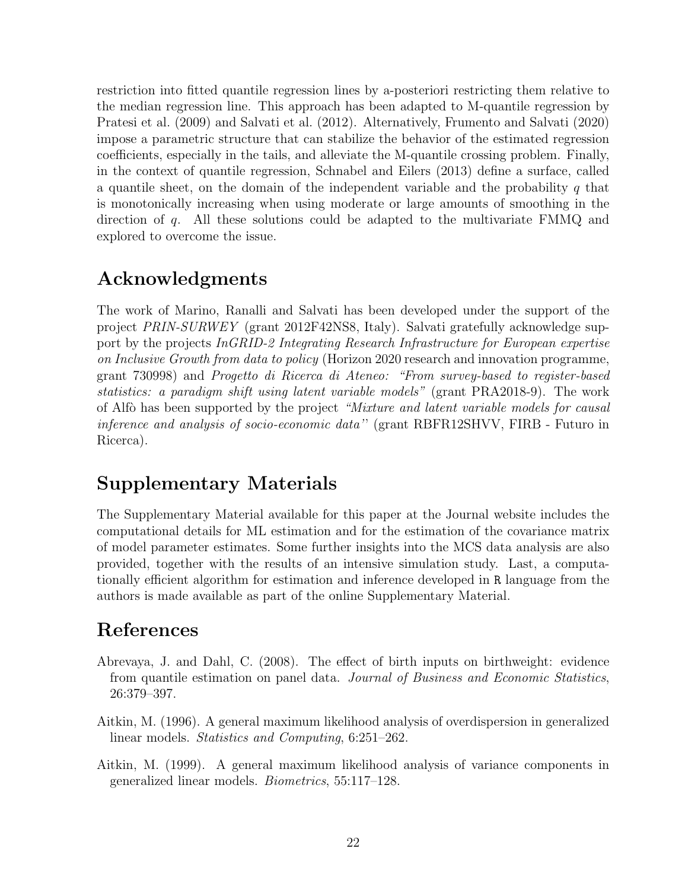restriction into fitted quantile regression lines by a-posteriori restricting them relative to the median regression line. This approach has been adapted to M-quantile regression by Pratesi et al. (2009) and Salvati et al. (2012). Alternatively, Frumento and Salvati (2020) impose a parametric structure that can stabilize the behavior of the estimated regression coefficients, especially in the tails, and alleviate the M-quantile crossing problem. Finally, in the context of quantile regression, Schnabel and Eilers (2013) define a surface, called a quantile sheet, on the domain of the independent variable and the probability $q$ that is monotonically increasing when using moderate or large amounts of smoothing in the direction of $q$. All these solutions could be adapted to the multivariate FMMQ and explored to overcome the issue.

## Acknowledgments

The work of Marino, Ranalli and Salvati has been developed under the support of the project *PRIN-SURWEY* (grant 2012F42NS8, Italy). Salvati gratefully acknowledge support by the projects *InGRID-2 Integrating Research Infrastructure for European expertise on Inclusive Growth from data to policy* (Horizon 2020 research and innovation programme, grant 730998) and *Progetto di Ricerca di Ateneo: "From survey-based to register-based statistics: a paradigm shift using latent variable models"* (grant PRA2018-9). The work of Alfò has been supported by the project *"Mixture and latent variable models for causal inference and analysis of socio-economic data"* (grant RBFR12SHVV, FIRB - Futuro in Ricerca).

## Supplementary Materials

The Supplementary Material available for this paper at the Journal website includes the computational details for ML estimation and for the estimation of the covariance matrix of model parameter estimates. Some further insights into the MCS data analysis are also provided, together with the results of an intensive simulation study. Last, a computationally efficient algorithm for estimation and inference developed in `R` language from the authors is made available as part of the online Supplementary Material.

## References

Abrevaya, J. and Dahl, C. (2008). The effect of birth inputs on birthweight: evidence from quantile estimation on panel data. *Journal of Business and Economic Statistics*, 26:379–397.

Aitkin, M. (1996). A general maximum likelihood analysis of overdispersion in generalized linear models. *Statistics and Computing*, 6:251–262.

Aitkin, M. (1999). A general maximum likelihood analysis of variance components in generalized linear models. *Biometrics*, 55:117–128.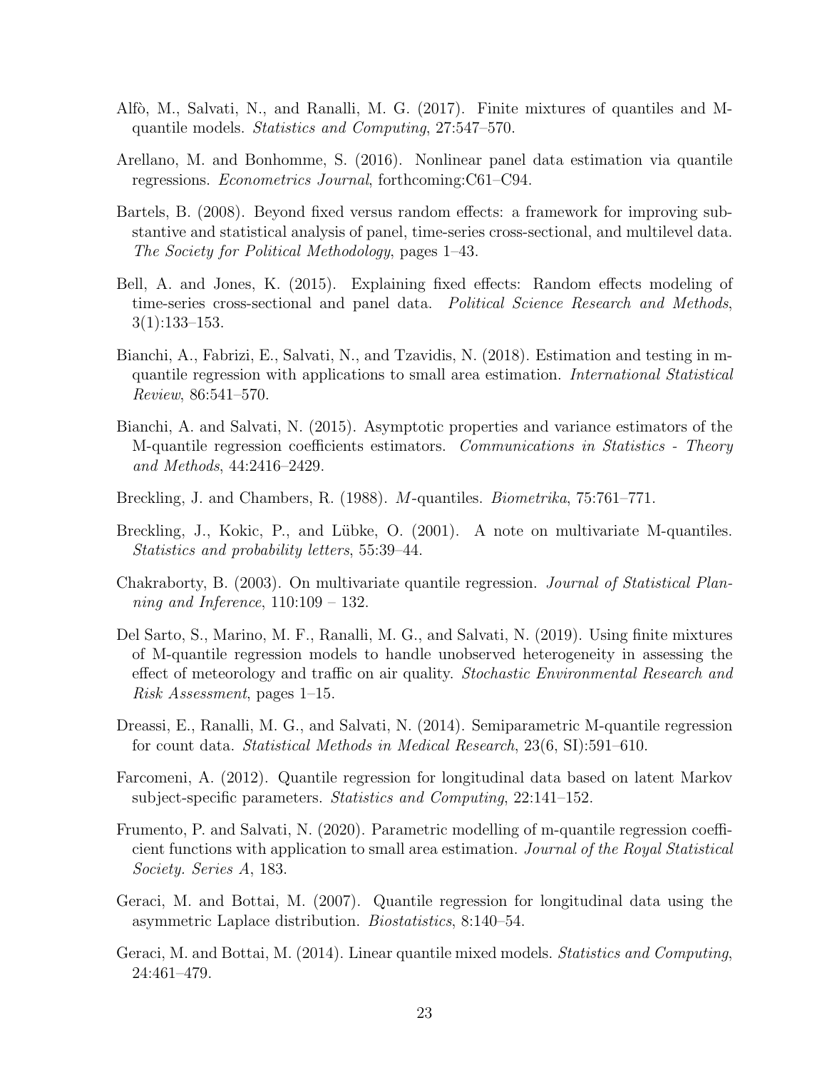Alfò, M., Salvati, N., and Ranalli, M. G. (2017). Finite mixtures of quantiles and M-quantile models. *Statistics and Computing*, 27:547–570.

Arellano, M. and Bonhomme, S. (2016). Nonlinear panel data estimation via quantile regressions. *Econometrics Journal*, forthcoming:C61–C94.

Bartels, B. (2008). Beyond fixed versus random effects: a framework for improving substantive and statistical analysis of panel, time-series cross-sectional, and multilevel data. *The Society for Political Methodology*, pages 1–43.

Bell, A. and Jones, K. (2015). Explaining fixed effects: Random effects modeling of time-series cross-sectional and panel data. *Political Science Research and Methods*, 3(1):133–153.

Bianchi, A., Fabrizi, E., Salvati, N., and Tzavidis, N. (2018). Estimation and testing in m-quantile regression with applications to small area estimation. *International Statistical Review*, 86:541–570.

Bianchi, A. and Salvati, N. (2015). Asymptotic properties and variance estimators of the M-quantile regression coefficients estimators. *Communications in Statistics - Theory and Methods*, 44:2416–2429.

Breckling, J. and Chambers, R. (1988). *M*-quantiles. *Biometrika*, 75:761–771.

Breckling, J., Kokic, P., and Lübke, O. (2001). A note on multivariate M-quantiles. *Statistics and probability letters*, 55:39–44.

Chakraborty, B. (2003). On multivariate quantile regression. *Journal of Statistical Planning and Inference*, 110:109 – 132.

Del Sarto, S., Marino, M. F., Ranalli, M. G., and Salvati, N. (2019). Using finite mixtures of M-quantile regression models to handle unobserved heterogeneity in assessing the effect of meteorology and traffic on air quality. *Stochastic Environmental Research and Risk Assessment*, pages 1–15.

Dreassi, E., Ranalli, M. G., and Salvati, N. (2014). Semiparametric M-quantile regression for count data. *Statistical Methods in Medical Research*, 23(6, SI):591–610.

Farcomeni, A. (2012). Quantile regression for longitudinal data based on latent Markov subject-specific parameters. *Statistics and Computing*, 22:141–152.

Frumento, P. and Salvati, N. (2020). Parametric modelling of m-quantile regression coefficient functions with application to small area estimation. *Journal of the Royal Statistical Society. Series A*, 183.

Geraci, M. and Bottai, M. (2007). Quantile regression for longitudinal data using the asymmetric Laplace distribution. *Biostatistics*, 8:140–54.

Geraci, M. and Bottai, M. (2014). Linear quantile mixed models. *Statistics and Computing*, 24:461–479.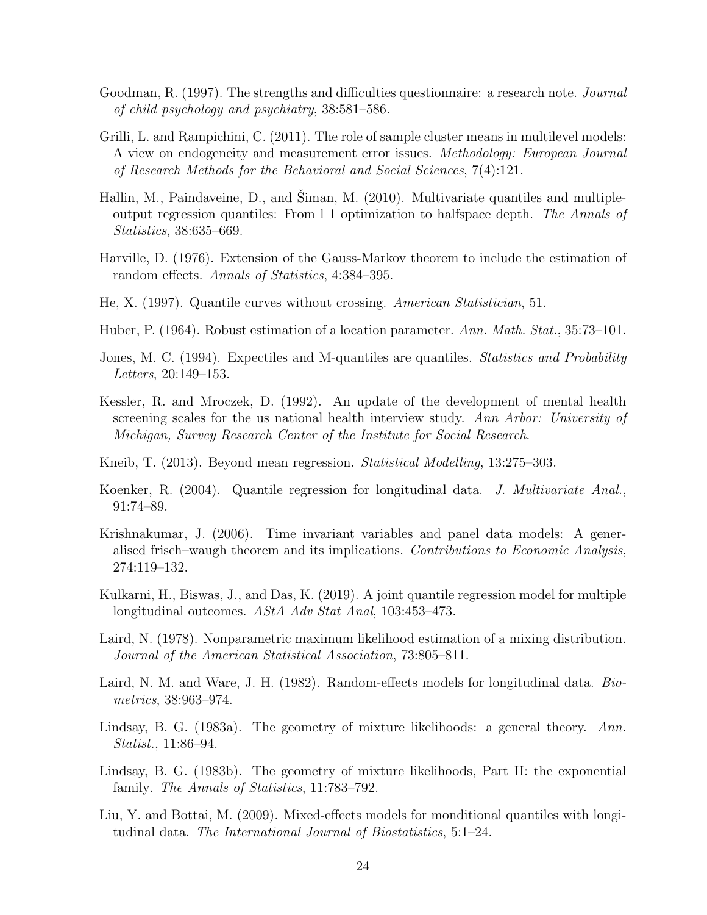Goodman, R. (1997). The strengths and difficulties questionnaire: a research note. *Journal of child psychology and psychiatry*, 38:581–586.

Grilli, L. and Rampichini, C. (2011). The role of sample cluster means in multilevel models: A view on endogeneity and measurement error issues. *Methodology: European Journal of Research Methods for the Behavioral and Social Sciences*, 7(4):121.

Hallin, M., Paindaveine, D., and Šiman, M. (2010). Multivariate quantiles and multiple-output regression quantiles: From l 1 optimization to halfspace depth. *The Annals of Statistics*, 38:635–669.

Harville, D. (1976). Extension of the Gauss-Markov theorem to include the estimation of random effects. *Annals of Statistics*, 4:384–395.

He, X. (1997). Quantile curves without crossing. *American Statistician*, 51.

Huber, P. (1964). Robust estimation of a location parameter. *Ann. Math. Stat.*, 35:73–101.

Jones, M. C. (1994). Expectiles and M-quantiles are quantiles. *Statistics and Probability Letters*, 20:149–153.

Kessler, R. and Mroczek, D. (1992). An update of the development of mental health screening scales for the us national health interview study. *Ann Arbor: University of Michigan, Survey Research Center of the Institute for Social Research*.

Kneib, T. (2013). Beyond mean regression. *Statistical Modelling*, 13:275–303.

Koenker, R. (2004). Quantile regression for longitudinal data. *J. Multivariate Anal.*, 91:74–89.

Krishnakumar, J. (2006). Time invariant variables and panel data models: A generalised frisch–waugh theorem and its implications. *Contributions to Economic Analysis*, 274:119–132.

Kulkarni, H., Biswas, J., and Das, K. (2019). A joint quantile regression model for multiple longitudinal outcomes. *AStA Adv Stat Anal*, 103:453–473.

Laird, N. (1978). Nonparametric maximum likelihood estimation of a mixing distribution. *Journal of the American Statistical Association*, 73:805–811.

Laird, N. M. and Ware, J. H. (1982). Random-effects models for longitudinal data. *Biometrics*, 38:963–974.

Lindsay, B. G. (1983a). The geometry of mixture likelihoods: a general theory. *Ann. Statist.*, 11:86–94.

Lindsay, B. G. (1983b). The geometry of mixture likelihoods, Part II: the exponential family. *The Annals of Statistics*, 11:783–792.

Liu, Y. and Bottai, M. (2009). Mixed-effects models for monditional quantiles with longitudinal data. *The International Journal of Biostatistics*, 5:1–24.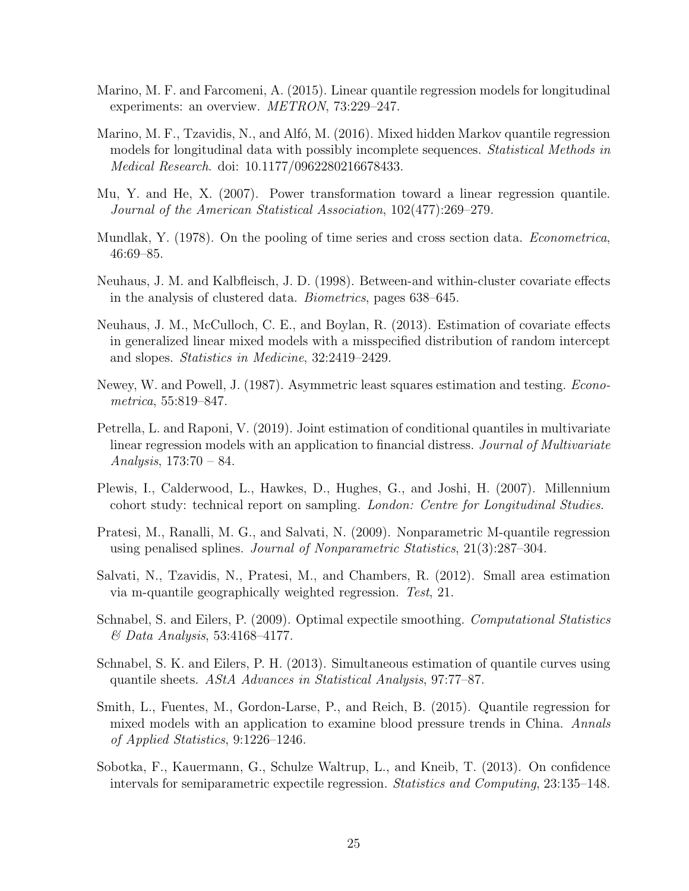Marino, M. F. and Farcomeni, A. (2015). Linear quantile regression models for longitudinal experiments: an overview. *METRON*, 73:229–247.

Marino, M. F., Tzavidis, N., and Alfó, M. (2016). Mixed hidden Markov quantile regression models for longitudinal data with possibly incomplete sequences. *Statistical Methods in Medical Research*. doi: 10.1177/0962280216678433.

Mu, Y. and He, X. (2007). Power transformation toward a linear regression quantile. *Journal of the American Statistical Association*, 102(477):269–279.

Mundlak, Y. (1978). On the pooling of time series and cross section data. *Econometrica*, 46:69–85.

Neuhaus, J. M. and Kalbfleisch, J. D. (1998). Between-and within-cluster covariate effects in the analysis of clustered data. *Biometrics*, pages 638–645.

Neuhaus, J. M., McCulloch, C. E., and Boylan, R. (2013). Estimation of covariate effects in generalized linear mixed models with a misspecified distribution of random intercept and slopes. *Statistics in Medicine*, 32:2419–2429.

Newey, W. and Powell, J. (1987). Asymmetric least squares estimation and testing. *Econometrica*, 55:819–847.

Petrella, L. and Raponi, V. (2019). Joint estimation of conditional quantiles in multivariate linear regression models with an application to financial distress. *Journal of Multivariate Analysis*, 173:70 – 84.

Plewis, I., Calderwood, L., Hawkes, D., Hughes, G., and Joshi, H. (2007). Millennium cohort study: technical report on sampling. *London: Centre for Longitudinal Studies*.

Pratesi, M., Ranalli, M. G., and Salvati, N. (2009). Nonparametric M-quantile regression using penalised splines. *Journal of Nonparametric Statistics*, 21(3):287–304.

Salvati, N., Tzavidis, N., Pratesi, M., and Chambers, R. (2012). Small area estimation via m-quantile geographically weighted regression. *Test*, 21.

Schnabel, S. and Eilers, P. (2009). Optimal expectile smoothing. *Computational Statistics & Data Analysis*, 53:4168–4177.

Schnabel, S. K. and Eilers, P. H. (2013). Simultaneous estimation of quantile curves using quantile sheets. *AStA Advances in Statistical Analysis*, 97:77–87.

Smith, L., Fuentes, M., Gordon-Larse, P., and Reich, B. (2015). Quantile regression for mixed models with an application to examine blood pressure trends in China. *Annals of Applied Statistics*, 9:1226–1246.

Sobotka, F., Kauermann, G., Schulze Waltrup, L., and Kneib, T. (2013). On confidence intervals for semiparametric expectile regression. *Statistics and Computing*, 23:135–148.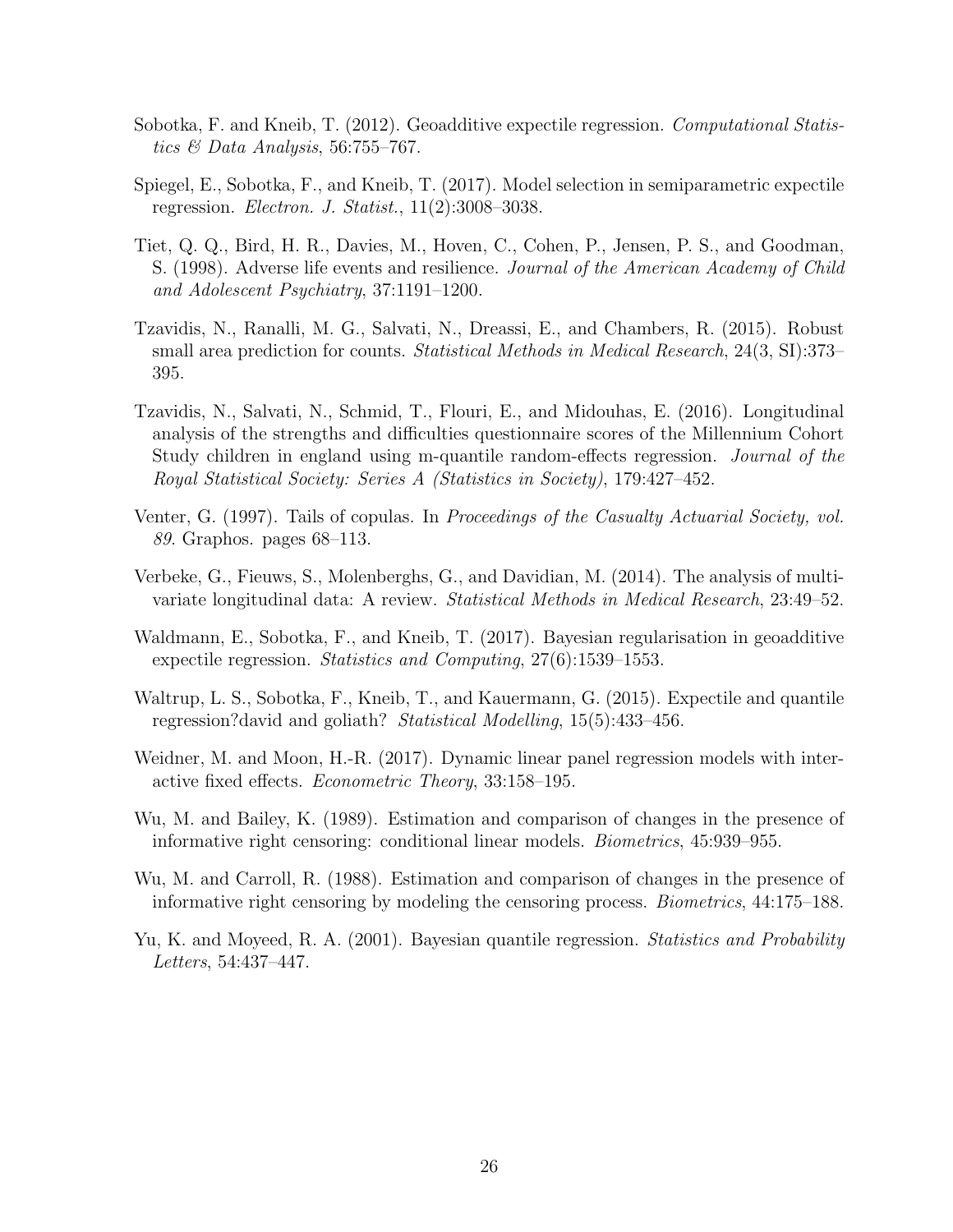Sobotka, F. and Kneib, T. (2012). Geoadditive expectile regression. *Computational Statistics & Data Analysis*, 56:755–767.

Spiegel, E., Sobotka, F., and Kneib, T. (2017). Model selection in semiparametric expectile regression. *Electron. J. Statist.*, 11(2):3008–3038.

Tiet, Q. Q., Bird, H. R., Davies, M., Hoven, C., Cohen, P., Jensen, P. S., and Goodman, S. (1998). Adverse life events and resilience. *Journal of the American Academy of Child and Adolescent Psychiatry*, 37:1191–1200.

Tzavidis, N., Ranalli, M. G., Salvati, N., Dreassi, E., and Chambers, R. (2015). Robust small area prediction for counts. *Statistical Methods in Medical Research*, 24(3, SI):373–395.

Tzavidis, N., Salvati, N., Schmid, T., Flouri, E., and Midouhas, E. (2016). Longitudinal analysis of the strengths and difficulties questionnaire scores of the Millennium Cohort Study children in england using m-quantile random-effects regression. *Journal of the Royal Statistical Society: Series A (Statistics in Society)*, 179:427–452.

Venter, G. (1997). Tails of copulas. In *Proceedings of the Casualty Actuarial Society, vol. 89*. Graphos. pages 68–113.

Verbeke, G., Fieuws, S., Molenberghs, G., and Davidian, M. (2014). The analysis of multivariate longitudinal data: A review. *Statistical Methods in Medical Research*, 23:49–52.

Waldmann, E., Sobotka, F., and Kneib, T. (2017). Bayesian regularisation in geoadditive expectile regression. *Statistics and Computing*, 27(6):1539–1553.

Waltrup, L. S., Sobotka, F., Kneib, T., and Kauermann, G. (2015). Expectile and quantile regression?david and goliath? *Statistical Modelling*, 15(5):433–456.

Weidner, M. and Moon, H.-R. (2017). Dynamic linear panel regression models with interactive fixed effects. *Econometric Theory*, 33:158–195.

Wu, M. and Bailey, K. (1989). Estimation and comparison of changes in the presence of informative right censoring: conditional linear models. *Biometrics*, 45:939–955.

Wu, M. and Carroll, R. (1988). Estimation and comparison of changes in the presence of informative right censoring by modeling the censoring process. *Biometrics*, 44:175–188.

Yu, K. and Moyeed, R. A. (2001). Bayesian quantile regression. *Statistics and Probability Letters*, 54:437–447.